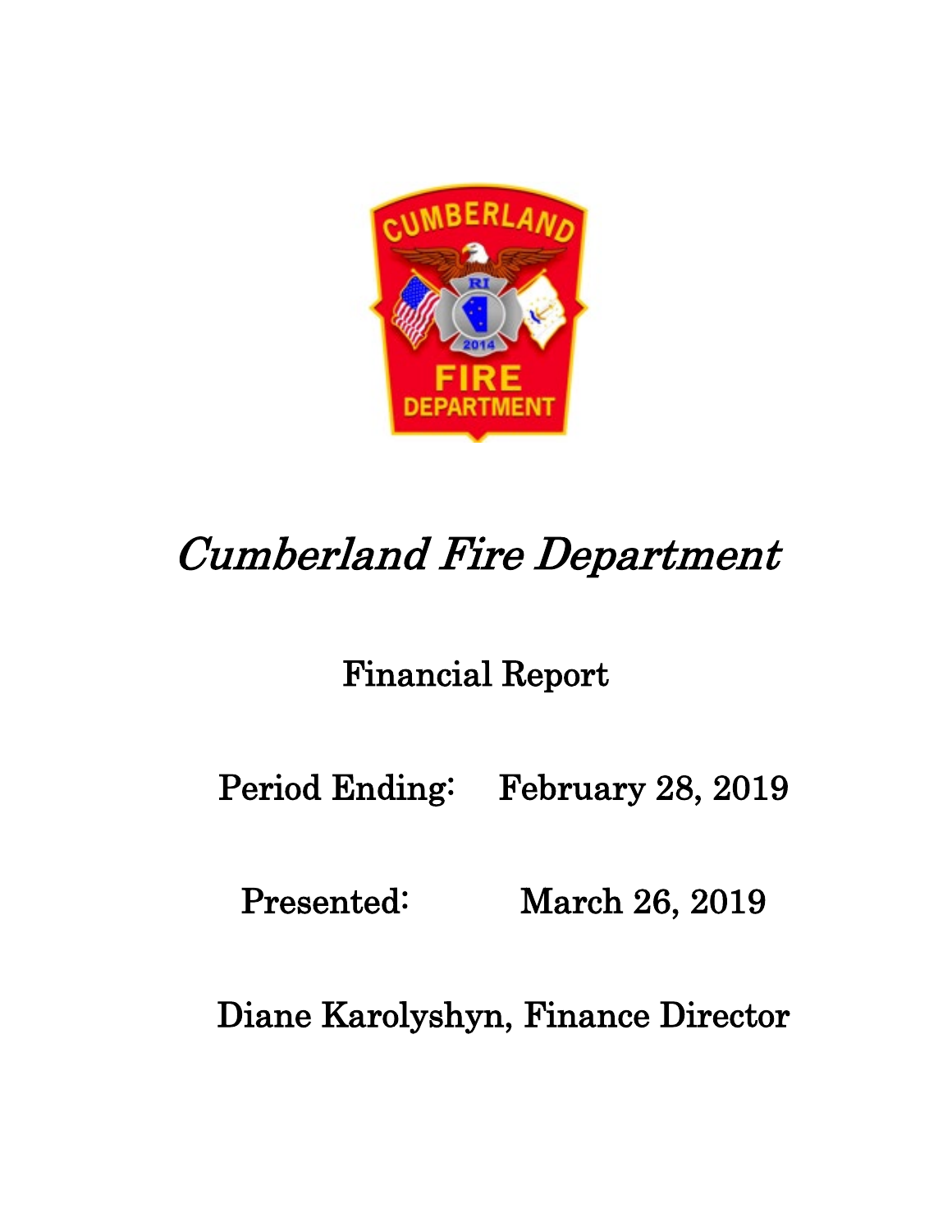# *Cumberland Fire Department*

## Financial Report

Period Ending: February 28, 2019

Presented: March 26, 2019

Diane Karolyshyn, Finance Director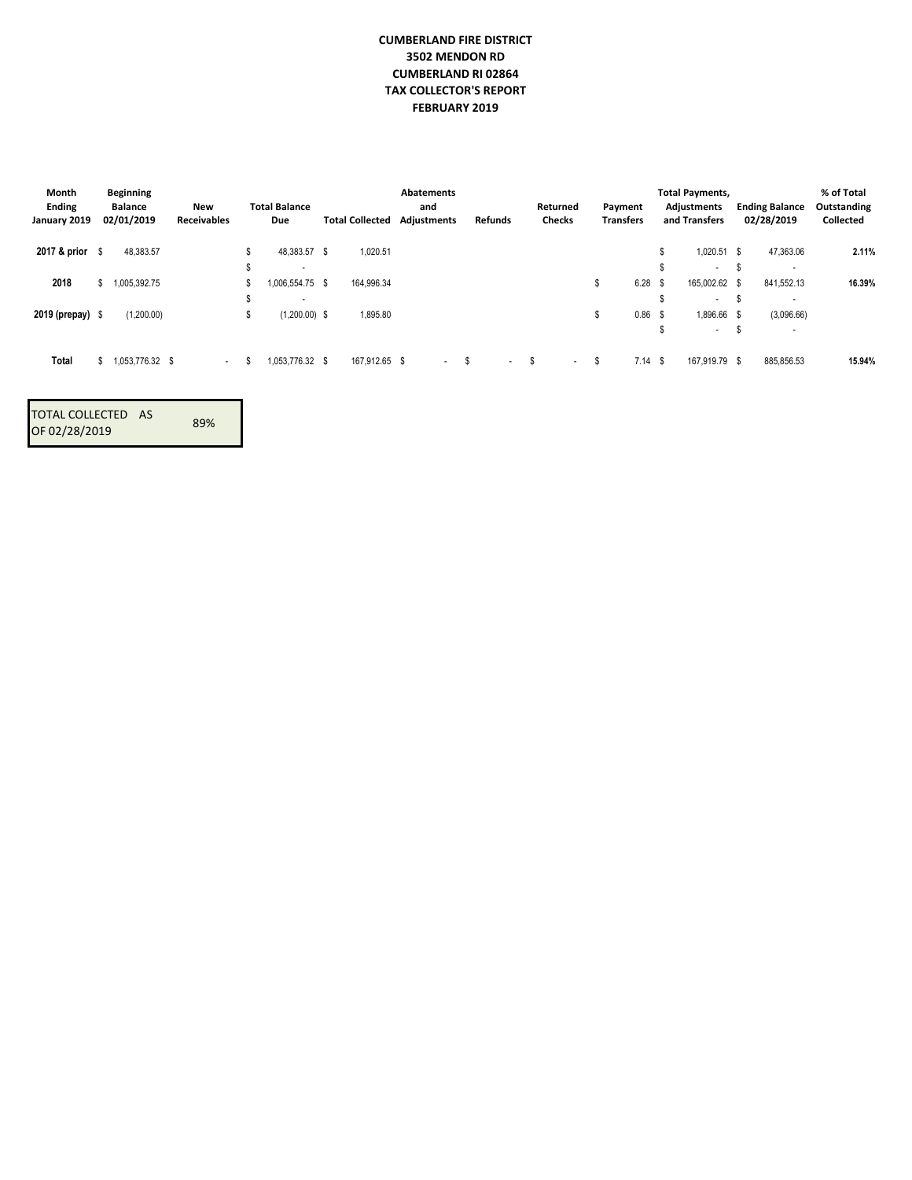**CUMBERLAND FIRE DISTRICT**
**3502 MENDON RD**
**CUMBERLAND RI 02864**
**TAX COLLECTOR'S REPORT**
**FEBRUARY 2019**

| Month Ending January 2019 | Beginning Balance 02/01/2019 | New Receivables | Total Balance Due | Total Collected | Abatements and Adjustments | Refunds | Returned Checks | Payment Transfers | Total Payments, Adjustments and Transfers | Ending Balance 02/28/2019 | % of Total Outstanding Collected |
|---|---|---|---|---|---|---|---|---|---|---|---|
| **2017 & prior** | $ 48,383.57 | | $ 48,383.57 | $ 1,020.51 | | | | | $ 1,020.51 | $ 47,363.06 | **2.11%** |
| | | | $ - | | | | | | $ - | $ - | |
| **2018** | $ 1,005,392.75 | | $ 1,006,554.75 | $ 164,996.34 | | | | $ 6.28 | $ 165,002.62 | $ 841,552.13 | **16.39%** |
| | | | $ - | | | | | | $ - | $ - | |
| **2019 (prepay)** | $ (1,200.00) | | $ (1,200.00) | $ 1,895.80 | | | | $ 0.86 | $ 1,896.66 | $ (3,096.66) | |
| | | | | | | | | | $ - | $ - | |
| **Total** | $ 1,053,776.32 | $ - | $ 1,053,776.32 | $ 167,912.65 | $ - | $ - | $ - | $ 7.14 | $ 167,919.79 | $ 885,856.53 | **15.94%** |

| TOTAL COLLECTED AS OF 02/28/2019 | 89% |
|---|---|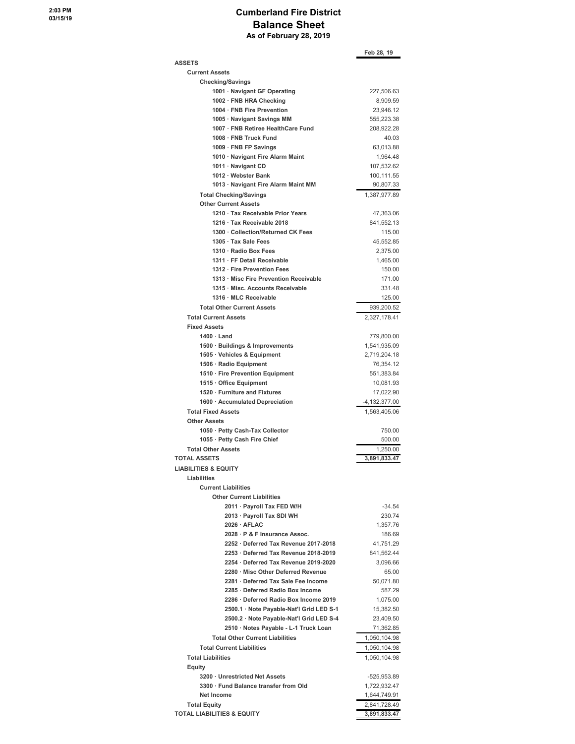2:03 PM
03/15/19

# Cumberland Fire District
## Balance Sheet
### As of February 28, 2019

| | Feb 28, 19 |
|---|---|
| **ASSETS** | |
| **Current Assets** | |
| **Checking/Savings** | |
| 1001 · Navigant GF Operating | 227,506.63 |
| 1002 · FNB HRA Checking | 8,909.59 |
| 1004 · FNB Fire Prevention | 23,946.12 |
| 1005 · Navigant Savings MM | 555,223.38 |
| 1007 · FNB Retiree HealthCare Fund | 208,922.28 |
| 1008 · FNB Truck Fund | 40.03 |
| 1009 · FNB FP Savings | 63,013.88 |
| 1010 · Navigant Fire Alarm Maint | 1,964.48 |
| 1011 · Navigant CD | 107,532.62 |
| 1012 · Webster Bank | 100,111.55 |
| 1013 · Navigant Fire Alarm Maint MM | 90,807.33 |
| **Total Checking/Savings** | 1,387,977.89 |
| **Other Current Assets** | |
| 1210 · Tax Receivable Prior Years | 47,363.06 |
| 1216 · Tax Receivable 2018 | 841,552.13 |
| 1300 · Collection/Returned CK Fees | 115.00 |
| 1305 · Tax Sale Fees | 45,552.85 |
| 1310 · Radio Box Fees | 2,375.00 |
| 1311 · FF Detail Receivable | 1,465.00 |
| 1312 · Fire Prevention Fees | 150.00 |
| 1313 · Misc Fire Prevention Receivable | 171.00 |
| 1315 · Misc. Accounts Receivable | 331.48 |
| 1316 · MLC Receivable | 125.00 |
| **Total Other Current Assets** | 939,200.52 |
| **Total Current Assets** | 2,327,178.41 |
| **Fixed Assets** | |
| 1400 · Land | 779,800.00 |
| 1500 · Buildings & Improvements | 1,541,935.09 |
| 1505 · Vehicles & Equipment | 2,719,204.18 |
| 1506 · Radio Equipment | 76,354.12 |
| 1510 · Fire Prevention Equipment | 551,383.84 |
| 1515 · Office Equipment | 10,081.93 |
| 1520 · Furniture and Fixtures | 17,022.90 |
| 1600 · Accumulated Depreciation | -4,132,377.00 |
| **Total Fixed Assets** | 1,563,405.06 |
| **Other Assets** | |
| 1050 · Petty Cash-Tax Collector | 750.00 |
| 1055 · Petty Cash Fire Chief | 500.00 |
| **Total Other Assets** | 1,250.00 |
| **TOTAL ASSETS** | **3,891,833.47** |
| **LIABILITIES & EQUITY** | |
| **Liabilities** | |
| **Current Liabilities** | |
| **Other Current Liabilities** | |
| 2011 · Payroll Tax FED W/H | -34.54 |
| 2013 · Payroll Tax SDI WH | 230.74 |
| 2026 · AFLAC | 1,357.76 |
| 2028 · P & F Insurance Assoc. | 186.69 |
| 2252 · Deferred Tax Revenue 2017-2018 | 41,751.29 |
| 2253 · Deferred Tax Revenue 2018-2019 | 841,562.44 |
| 2254 · Deferred Tax Revenue 2019-2020 | 3,096.66 |
| 2280 · Misc Other Deferred Revenue | 65.00 |
| 2281 · Deferred Tax Sale Fee Income | 50,071.80 |
| 2285 · Deferred Radio Box Income | 587.29 |
| 2286 · Deferred Radio Box Income 2019 | 1,075.00 |
| 2500.1 · Note Payable-Nat'l Grid LED S-1 | 15,382.50 |
| 2500.2 · Note Payable-Nat'l Grid LED S-4 | 23,409.50 |
| 2510 · Notes Payable - L-1 Truck Loan | 71,362.85 |
| **Total Other Current Liabilities** | 1,050,104.98 |
| **Total Current Liabilities** | 1,050,104.98 |
| **Total Liabilities** | 1,050,104.98 |
| **Equity** | |
| 3200 · Unrestricted Net Assets | -525,953.89 |
| 3300 · Fund Balance transfer from Old | 1,722,932.47 |
| Net Income | 1,644,749.91 |
| **Total Equity** | 2,841,728.49 |
| **TOTAL LIABILITIES & EQUITY** | **3,891,833.47** |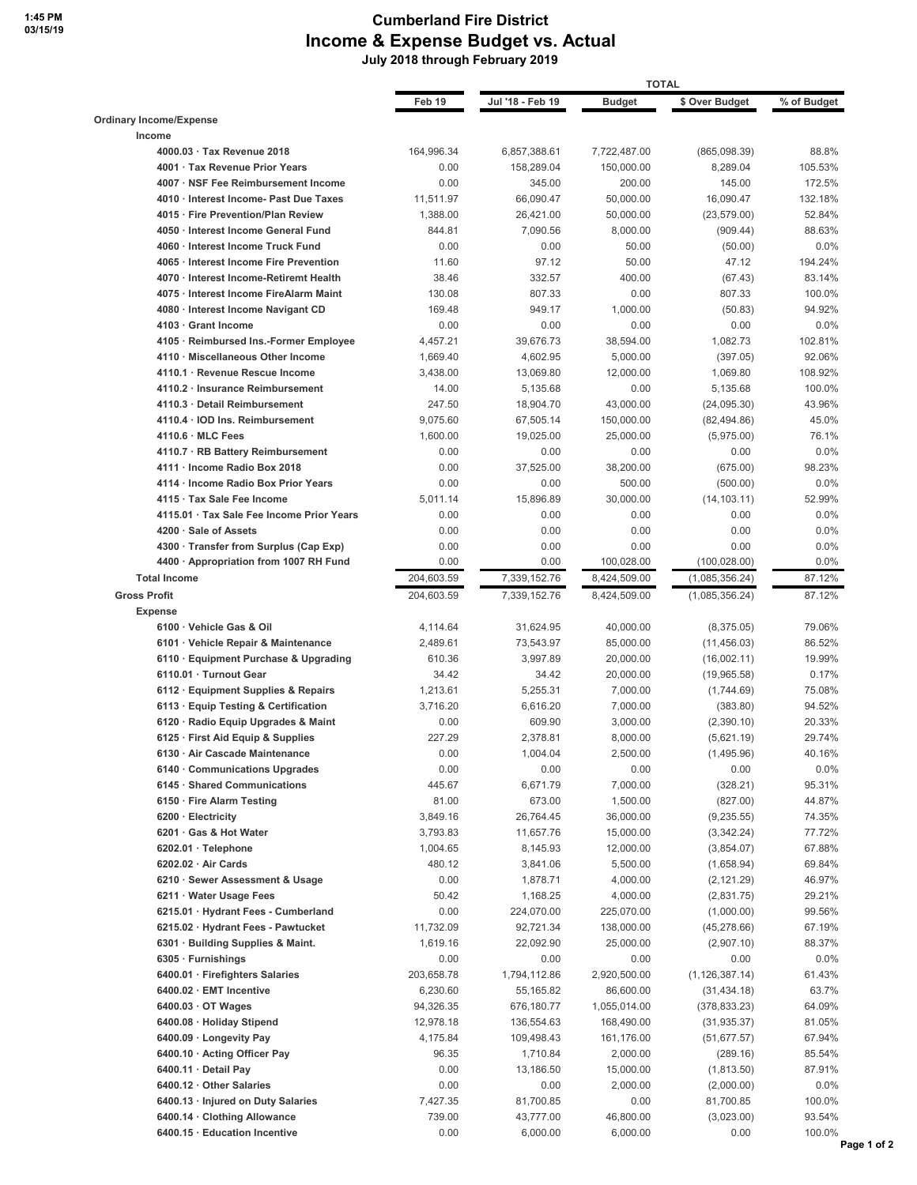# Cumberland Fire District

## Income & Expense Budget vs. Actual

**July 2018 through February 2019**

| | Feb 19 | Jul '18 - Feb 19 | Budget | $ Over Budget | % of Budget |
|---|---|---|---|---|---|
| | | **TOTAL** | | | |
| **Ordinary Income/Expense** | | | | | |
| **Income** | | | | | |
| 4000.03 · Tax Revenue 2018 | 164,996.34 | 6,857,388.61 | 7,722,487.00 | (865,098.39) | 88.8% |
| 4001 · Tax Revenue Prior Years | 0.00 | 158,289.04 | 150,000.00 | 8,289.04 | 105.53% |
| 4007 · NSF Fee Reimbursement Income | 0.00 | 345.00 | 200.00 | 145.00 | 172.5% |
| 4010 · Interest Income- Past Due Taxes | 11,511.97 | 66,090.47 | 50,000.00 | 16,090.47 | 132.18% |
| 4015 · Fire Prevention/Plan Review | 1,388.00 | 26,421.00 | 50,000.00 | (23,579.00) | 52.84% |
| 4050 · Interest Income General Fund | 844.81 | 7,090.56 | 8,000.00 | (909.44) | 88.63% |
| 4060 · Interest Income Truck Fund | 0.00 | 0.00 | 50.00 | (50.00) | 0.0% |
| 4065 · Interest Income Fire Prevention | 11.60 | 97.12 | 50.00 | 47.12 | 194.24% |
| 4070 · Interest Income-Retiremt Health | 38.46 | 332.57 | 400.00 | (67.43) | 83.14% |
| 4075 · Interest Income FireAlarm Maint | 130.08 | 807.33 | 0.00 | 807.33 | 100.0% |
| 4080 · Interest Income Navigant CD | 169.48 | 949.17 | 1,000.00 | (50.83) | 94.92% |
| 4103 · Grant Income | 0.00 | 0.00 | 0.00 | 0.00 | 0.0% |
| 4105 · Reimbursed Ins.-Former Employee | 4,457.21 | 39,676.73 | 38,594.00 | 1,082.73 | 102.81% |
| 4110 · Miscellaneous Other Income | 1,669.40 | 4,602.95 | 5,000.00 | (397.05) | 92.06% |
| 4110.1 · Revenue Rescue Income | 3,438.00 | 13,069.80 | 12,000.00 | 1,069.80 | 108.92% |
| 4110.2 · Insurance Reimbursement | 14.00 | 5,135.68 | 0.00 | 5,135.68 | 100.0% |
| 4110.3 · Detail Reimbursement | 247.50 | 18,904.70 | 43,000.00 | (24,095.30) | 43.96% |
| 4110.4 · IOD Ins. Reimbursement | 9,075.60 | 67,505.14 | 150,000.00 | (82,494.86) | 45.0% |
| 4110.6 · MLC Fees | 1,600.00 | 19,025.00 | 25,000.00 | (5,975.00) | 76.1% |
| 4110.7 · RB Battery Reimbursement | 0.00 | 0.00 | 0.00 | 0.00 | 0.0% |
| 4111 · Income Radio Box 2018 | 0.00 | 37,525.00 | 38,200.00 | (675.00) | 98.23% |
| 4114 · Income Radio Box Prior Years | 0.00 | 0.00 | 500.00 | (500.00) | 0.0% |
| 4115 · Tax Sale Fee Income | 5,011.14 | 15,896.89 | 30,000.00 | (14,103.11) | 52.99% |
| 4115.01 · Tax Sale Fee Income Prior Years | 0.00 | 0.00 | 0.00 | 0.00 | 0.0% |
| 4200 · Sale of Assets | 0.00 | 0.00 | 0.00 | 0.00 | 0.0% |
| 4300 · Transfer from Surplus (Cap Exp) | 0.00 | 0.00 | 0.00 | 0.00 | 0.0% |
| 4400 · Appropriation from 1007 RH Fund | 0.00 | 0.00 | 100,028.00 | (100,028.00) | 0.0% |
| **Total Income** | 204,603.59 | 7,339,152.76 | 8,424,509.00 | (1,085,356.24) | 87.12% |
| **Gross Profit** | 204,603.59 | 7,339,152.76 | 8,424,509.00 | (1,085,356.24) | 87.12% |
| **Expense** | | | | | |
| 6100 · Vehicle Gas & Oil | 4,114.64 | 31,624.95 | 40,000.00 | (8,375.05) | 79.06% |
| 6101 · Vehicle Repair & Maintenance | 2,489.61 | 73,543.97 | 85,000.00 | (11,456.03) | 86.52% |
| 6110 · Equipment Purchase & Upgrading | 610.36 | 3,997.89 | 20,000.00 | (16,002.11) | 19.99% |
| 6110.01 · Turnout Gear | 34.42 | 34.42 | 20,000.00 | (19,965.58) | 0.17% |
| 6112 · Equipment Supplies & Repairs | 1,213.61 | 5,255.31 | 7,000.00 | (1,744.69) | 75.08% |
| 6113 · Equip Testing & Certification | 3,716.20 | 6,616.20 | 7,000.00 | (383.80) | 94.52% |
| 6120 · Radio Equip Upgrades & Maint | 0.00 | 609.90 | 3,000.00 | (2,390.10) | 20.33% |
| 6125 · First Aid Equip & Supplies | 227.29 | 2,378.81 | 8,000.00 | (5,621.19) | 29.74% |
| 6130 · Air Cascade Maintenance | 0.00 | 1,004.04 | 2,500.00 | (1,495.96) | 40.16% |
| 6140 · Communications Upgrades | 0.00 | 0.00 | 0.00 | 0.00 | 0.0% |
| 6145 · Shared Communications | 445.67 | 6,671.79 | 7,000.00 | (328.21) | 95.31% |
| 6150 · Fire Alarm Testing | 81.00 | 673.00 | 1,500.00 | (827.00) | 44.87% |
| 6200 · Electricity | 3,849.16 | 26,764.45 | 36,000.00 | (9,235.55) | 74.35% |
| 6201 · Gas & Hot Water | 3,793.83 | 11,657.76 | 15,000.00 | (3,342.24) | 77.72% |
| 6202.01 · Telephone | 1,004.65 | 8,145.93 | 12,000.00 | (3,854.07) | 67.88% |
| 6202.02 · Air Cards | 480.12 | 3,841.06 | 5,500.00 | (1,658.94) | 69.84% |
| 6210 · Sewer Assessment & Usage | 0.00 | 1,878.71 | 4,000.00 | (2,121.29) | 46.97% |
| 6211 · Water Usage Fees | 50.42 | 1,168.25 | 4,000.00 | (2,831.75) | 29.21% |
| 6215.01 · Hydrant Fees - Cumberland | 0.00 | 224,070.00 | 225,070.00 | (1,000.00) | 99.56% |
| 6215.02 · Hydrant Fees - Pawtucket | 11,732.09 | 92,721.34 | 138,000.00 | (45,278.66) | 67.19% |
| 6301 · Building Supplies & Maint. | 1,619.16 | 22,092.90 | 25,000.00 | (2,907.10) | 88.37% |
| 6305 · Furnishings | 0.00 | 0.00 | 0.00 | 0.00 | 0.0% |
| 6400.01 · Firefighters Salaries | 203,658.78 | 1,794,112.86 | 2,920,500.00 | (1,126,387.14) | 61.43% |
| 6400.02 · EMT Incentive | 6,230.60 | 55,165.82 | 86,600.00 | (31,434.18) | 63.7% |
| 6400.03 · OT Wages | 94,326.35 | 676,180.77 | 1,055,014.00 | (378,833.23) | 64.09% |
| 6400.08 · Holiday Stipend | 12,978.18 | 136,554.63 | 168,490.00 | (31,935.37) | 81.05% |
| 6400.09 · Longevity Pay | 4,175.84 | 109,498.43 | 161,176.00 | (51,677.57) | 67.94% |
| 6400.10 · Acting Officer Pay | 96.35 | 1,710.84 | 2,000.00 | (289.16) | 85.54% |
| 6400.11 · Detail Pay | 0.00 | 13,186.50 | 15,000.00 | (1,813.50) | 87.91% |
| 6400.12 · Other Salaries | 0.00 | 0.00 | 2,000.00 | (2,000.00) | 0.0% |
| 6400.13 · Injured on Duty Salaries | 7,427.35 | 81,700.85 | 0.00 | 81,700.85 | 100.0% |
| 6400.14 · Clothing Allowance | 739.00 | 43,777.00 | 46,800.00 | (3,023.00) | 93.54% |
| 6400.15 · Education Incentive | 0.00 | 6,000.00 | 6,000.00 | 0.00 | 100.0% |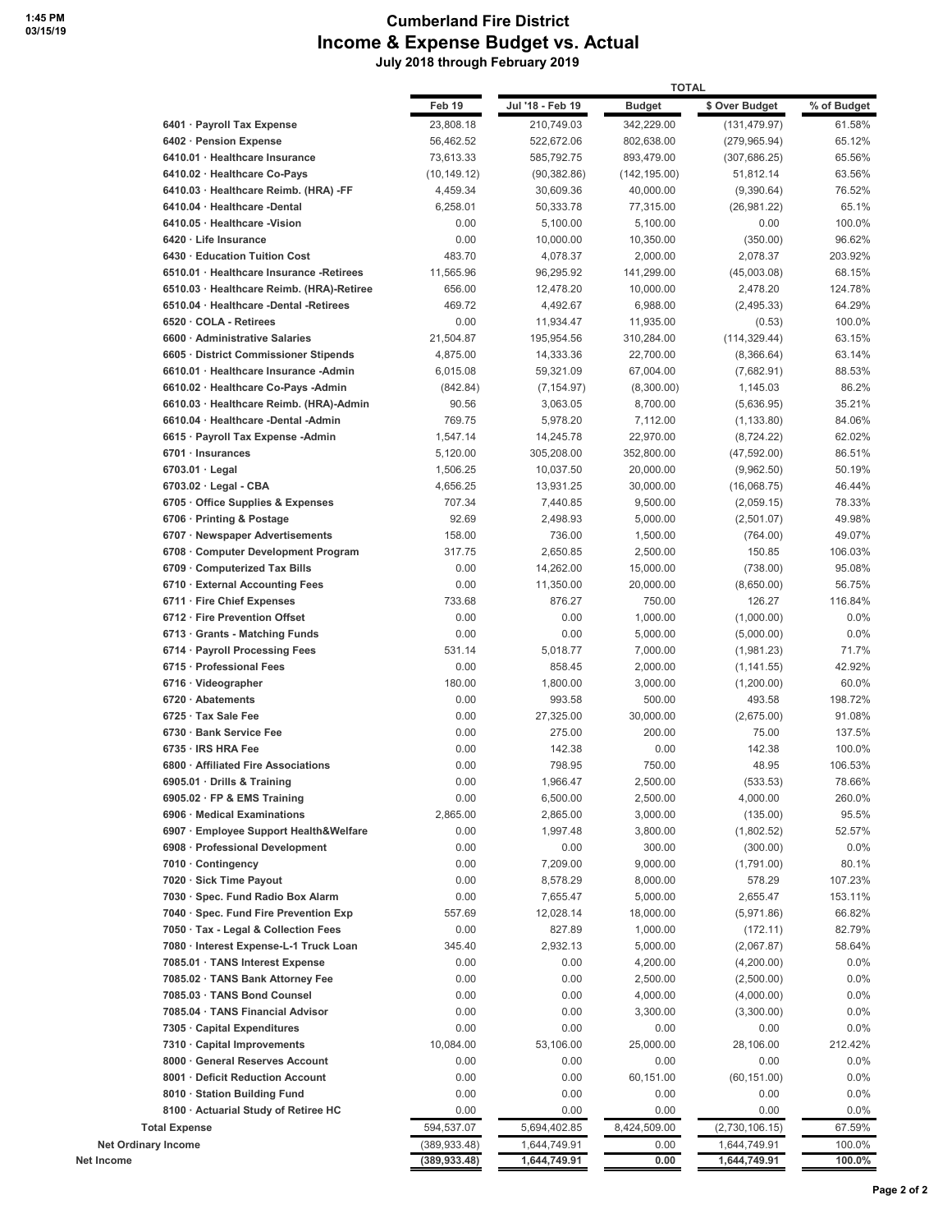# Cumberland Fire District

## Income & Expense Budget vs. Actual

**July 2018 through February 2019**

| | Feb 19 | Jul '18 - Feb 19 | Budget | $ Over Budget | % of Budget |
|---|---|---|---|---|---|
| | | TOTAL | | | |
| **6401 · Payroll Tax Expense** | 23,808.18 | 210,749.03 | 342,229.00 | (131,479.97) | 61.58% |
| **6402 · Pension Expense** | 56,462.52 | 522,672.06 | 802,638.00 | (279,965.94) | 65.12% |
| **6410.01 · Healthcare Insurance** | 73,613.33 | 585,792.75 | 893,479.00 | (307,686.25) | 65.56% |
| **6410.02 · Healthcare Co-Pays** | (10,149.12) | (90,382.86) | (142,195.00) | 51,812.14 | 63.56% |
| **6410.03 · Healthcare Reimb. (HRA) -FF** | 4,459.34 | 30,609.36 | 40,000.00 | (9,390.64) | 76.52% |
| **6410.04 · Healthcare -Dental** | 6,258.01 | 50,333.78 | 77,315.00 | (26,981.22) | 65.1% |
| **6410.05 · Healthcare -Vision** | 0.00 | 5,100.00 | 5,100.00 | 0.00 | 100.0% |
| **6420 · Life Insurance** | 0.00 | 10,000.00 | 10,350.00 | (350.00) | 96.62% |
| **6430 · Education Tuition Cost** | 483.70 | 4,078.37 | 2,000.00 | 2,078.37 | 203.92% |
| **6510.01 · Healthcare Insurance -Retirees** | 11,565.96 | 96,295.92 | 141,299.00 | (45,003.08) | 68.15% |
| **6510.03 · Healthcare Reimb. (HRA)-Retiree** | 656.00 | 12,478.20 | 10,000.00 | 2,478.20 | 124.78% |
| **6510.04 · Healthcare -Dental -Retirees** | 469.72 | 4,492.67 | 6,988.00 | (2,495.33) | 64.29% |
| **6520 · COLA - Retirees** | 0.00 | 11,934.47 | 11,935.00 | (0.53) | 100.0% |
| **6600 · Administrative Salaries** | 21,504.87 | 195,954.56 | 310,284.00 | (114,329.44) | 63.15% |
| **6605 · District Commissioner Stipends** | 4,875.00 | 14,333.36 | 22,700.00 | (8,366.64) | 63.14% |
| **6610.01 · Healthcare Insurance -Admin** | 6,015.08 | 59,321.09 | 67,004.00 | (7,682.91) | 88.53% |
| **6610.02 · Healthcare Co-Pays -Admin** | (842.84) | (7,154.97) | (8,300.00) | 1,145.03 | 86.2% |
| **6610.03 · Healthcare Reimb. (HRA)-Admin** | 90.56 | 3,063.05 | 8,700.00 | (5,636.95) | 35.21% |
| **6610.04 · Healthcare -Dental -Admin** | 769.75 | 5,978.20 | 7,112.00 | (1,133.80) | 84.06% |
| **6615 · Payroll Tax Expense -Admin** | 1,547.14 | 14,245.78 | 22,970.00 | (8,724.22) | 62.02% |
| **6701 · Insurances** | 5,120.00 | 305,208.00 | 352,800.00 | (47,592.00) | 86.51% |
| **6703.01 · Legal** | 1,506.25 | 10,037.50 | 20,000.00 | (9,962.50) | 50.19% |
| **6703.02 · Legal - CBA** | 4,656.25 | 13,931.25 | 30,000.00 | (16,068.75) | 46.44% |
| **6705 · Office Supplies & Expenses** | 707.34 | 7,440.85 | 9,500.00 | (2,059.15) | 78.33% |
| **6706 · Printing & Postage** | 92.69 | 2,498.93 | 5,000.00 | (2,501.07) | 49.98% |
| **6707 · Newspaper Advertisements** | 158.00 | 736.00 | 1,500.00 | (764.00) | 49.07% |
| **6708 · Computer Development Program** | 317.75 | 2,650.85 | 2,500.00 | 150.85 | 106.03% |
| **6709 · Computerized Tax Bills** | 0.00 | 14,262.00 | 15,000.00 | (738.00) | 95.08% |
| **6710 · External Accounting Fees** | 0.00 | 11,350.00 | 20,000.00 | (8,650.00) | 56.75% |
| **6711 · Fire Chief Expenses** | 733.68 | 876.27 | 750.00 | 126.27 | 116.84% |
| **6712 · Fire Prevention Offset** | 0.00 | 0.00 | 1,000.00 | (1,000.00) | 0.0% |
| **6713 · Grants - Matching Funds** | 0.00 | 0.00 | 5,000.00 | (5,000.00) | 0.0% |
| **6714 · Payroll Processing Fees** | 531.14 | 5,018.77 | 7,000.00 | (1,981.23) | 71.7% |
| **6715 · Professional Fees** | 0.00 | 858.45 | 2,000.00 | (1,141.55) | 42.92% |
| **6716 · Videographer** | 180.00 | 1,800.00 | 3,000.00 | (1,200.00) | 60.0% |
| **6720 · Abatements** | 0.00 | 993.58 | 500.00 | 493.58 | 198.72% |
| **6725 · Tax Sale Fee** | 0.00 | 27,325.00 | 30,000.00 | (2,675.00) | 91.08% |
| **6730 · Bank Service Fee** | 0.00 | 275.00 | 200.00 | 75.00 | 137.5% |
| **6735 · IRS HRA Fee** | 0.00 | 142.38 | 0.00 | 142.38 | 100.0% |
| **6800 · Affiliated Fire Associations** | 0.00 | 798.95 | 750.00 | 48.95 | 106.53% |
| **6905.01 · Drills & Training** | 0.00 | 1,966.47 | 2,500.00 | (533.53) | 78.66% |
| **6905.02 · FP & EMS Training** | 0.00 | 6,500.00 | 2,500.00 | 4,000.00 | 260.0% |
| **6906 · Medical Examinations** | 2,865.00 | 2,865.00 | 3,000.00 | (135.00) | 95.5% |
| **6907 · Employee Support Health&Welfare** | 0.00 | 1,997.48 | 3,800.00 | (1,802.52) | 52.57% |
| **6908 · Professional Development** | 0.00 | 0.00 | 300.00 | (300.00) | 0.0% |
| **7010 · Contingency** | 0.00 | 7,209.00 | 9,000.00 | (1,791.00) | 80.1% |
| **7020 · Sick Time Payout** | 0.00 | 8,578.29 | 8,000.00 | 578.29 | 107.23% |
| **7030 · Spec. Fund Radio Box Alarm** | 0.00 | 7,655.47 | 5,000.00 | 2,655.47 | 153.11% |
| **7040 · Spec. Fund Fire Prevention Exp** | 557.69 | 12,028.14 | 18,000.00 | (5,971.86) | 66.82% |
| **7050 · Tax - Legal & Collection Fees** | 0.00 | 827.89 | 1,000.00 | (172.11) | 82.79% |
| **7080 · Interest Expense-L-1 Truck Loan** | 345.40 | 2,932.13 | 5,000.00 | (2,067.87) | 58.64% |
| **7085.01 · TANS Interest Expense** | 0.00 | 0.00 | 4,200.00 | (4,200.00) | 0.0% |
| **7085.02 · TANS Bank Attorney Fee** | 0.00 | 0.00 | 2,500.00 | (2,500.00) | 0.0% |
| **7085.03 · TANS Bond Counsel** | 0.00 | 0.00 | 4,000.00 | (4,000.00) | 0.0% |
| **7085.04 · TANS Financial Advisor** | 0.00 | 0.00 | 3,300.00 | (3,300.00) | 0.0% |
| **7305 · Capital Expenditures** | 0.00 | 0.00 | 0.00 | 0.00 | 0.0% |
| **7310 · Capital Improvements** | 10,084.00 | 53,106.00 | 25,000.00 | 28,106.00 | 212.42% |
| **8000 · General Reserves Account** | 0.00 | 0.00 | 0.00 | 0.00 | 0.0% |
| **8001 · Deficit Reduction Account** | 0.00 | 0.00 | 60,151.00 | (60,151.00) | 0.0% |
| **8010 · Station Building Fund** | 0.00 | 0.00 | 0.00 | 0.00 | 0.0% |
| **8100 · Actuarial Study of Retiree HC** | 0.00 | 0.00 | 0.00 | 0.00 | 0.0% |
| **Total Expense** | 594,537.07 | 5,694,402.85 | 8,424,509.00 | (2,730,106.15) | 67.59% |
| **Net Ordinary Income** | (389,933.48) | 1,644,749.91 | 0.00 | 1,644,749.91 | 100.0% |
| **Net Income** | **(389,933.48)** | **1,644,749.91** | **0.00** | **1,644,749.91** | **100.0%** |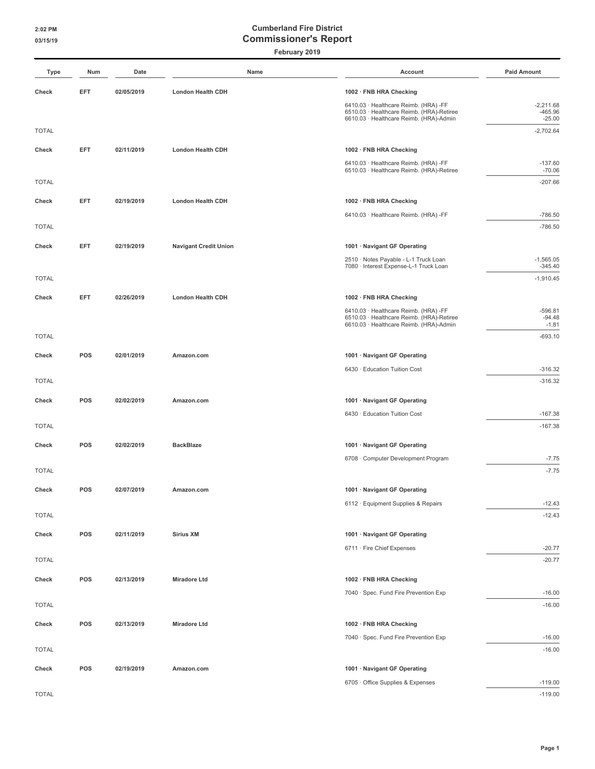# Cumberland Fire District
## Commissioner's Report
### February 2019

2:02 PM
03/15/19

| Type | Num | Date | Name | Account | Paid Amount |
|---|---|---|---|---|---|
| **Check** | **EFT** | **02/05/2019** | **London Health CDH** | **1002 · FNB HRA Checking** | |
| | | | | 6410.03 · Healthcare Reimb. (HRA) -FF | -2,211.68 |
| | | | | 6510.03 · Healthcare Reimb. (HRA)-Retiree | -465.96 |
| | | | | 6610.03 · Healthcare Reimb. (HRA)-Admin | -25.00 |
| TOTAL | | | | | -2,702.64 |
| **Check** | **EFT** | **02/11/2019** | **London Health CDH** | **1002 · FNB HRA Checking** | |
| | | | | 6410.03 · Healthcare Reimb. (HRA) -FF | -137.60 |
| | | | | 6510.03 · Healthcare Reimb. (HRA)-Retiree | -70.06 |
| TOTAL | | | | | -207.66 |
| **Check** | **EFT** | **02/19/2019** | **London Health CDH** | **1002 · FNB HRA Checking** | |
| | | | | 6410.03 · Healthcare Reimb. (HRA) -FF | -786.50 |
| TOTAL | | | | | -786.50 |
| **Check** | **EFT** | **02/19/2019** | **Navigant Credit Union** | **1001 · Navigant GF Operating** | |
| | | | | 2510 · Notes Payable - L-1 Truck Loan | -1,565.05 |
| | | | | 7080 · Interest Expense-L-1 Truck Loan | -345.40 |
| TOTAL | | | | | -1,910.45 |
| **Check** | **EFT** | **02/26/2019** | **London Health CDH** | **1002 · FNB HRA Checking** | |
| | | | | 6410.03 · Healthcare Reimb. (HRA) -FF | -596.81 |
| | | | | 6510.03 · Healthcare Reimb. (HRA)-Retiree | -94.48 |
| | | | | 6610.03 · Healthcare Reimb. (HRA)-Admin | -1.81 |
| TOTAL | | | | | -693.10 |
| **Check** | **POS** | **02/01/2019** | **Amazon.com** | **1001 · Navigant GF Operating** | |
| | | | | 6430 · Education Tuition Cost | -316.32 |
| TOTAL | | | | | -316.32 |
| **Check** | **POS** | **02/02/2019** | **Amazon.com** | **1001 · Navigant GF Operating** | |
| | | | | 6430 · Education Tuition Cost | -167.38 |
| TOTAL | | | | | -167.38 |
| **Check** | **POS** | **02/02/2019** | **BackBlaze** | **1001 · Navigant GF Operating** | |
| | | | | 6708 · Computer Development Program | -7.75 |
| TOTAL | | | | | -7.75 |
| **Check** | **POS** | **02/07/2019** | **Amazon.com** | **1001 · Navigant GF Operating** | |
| | | | | 6112 · Equipment Supplies & Repairs | -12.43 |
| TOTAL | | | | | -12.43 |
| **Check** | **POS** | **02/11/2019** | **Sirius XM** | **1001 · Navigant GF Operating** | |
| | | | | 6711 · Fire Chief Expenses | -20.77 |
| TOTAL | | | | | -20.77 |
| **Check** | **POS** | **02/13/2019** | **Miradore Ltd** | **1002 · FNB HRA Checking** | |
| | | | | 7040 · Spec. Fund Fire Prevention Exp | -16.00 |
| TOTAL | | | | | -16.00 |
| **Check** | **POS** | **02/13/2019** | **Miradore Ltd** | **1002 · FNB HRA Checking** | |
| | | | | 7040 · Spec. Fund Fire Prevention Exp | -16.00 |
| TOTAL | | | | | -16.00 |
| **Check** | **POS** | **02/19/2019** | **Amazon.com** | **1001 · Navigant GF Operating** | |
| | | | | 6705 · Office Supplies & Expenses | -119.00 |
| TOTAL | | | | | -119.00 |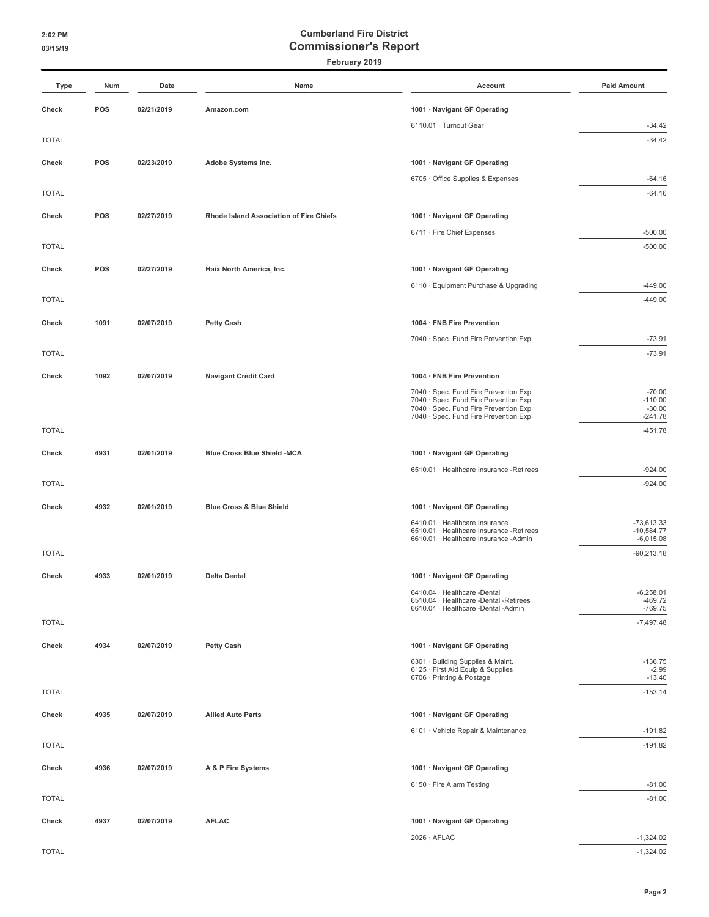# Cumberland Fire District

## Commissioner's Report

**February 2019**

| Type | Num | Date | Name | Account | Paid Amount |
|---|---|---|---|---|---|
| **Check** | **POS** | **02/21/2019** | **Amazon.com** | **1001 · Navigant GF Operating** | |
| | | | | 6110.01 · Turnout Gear | -34.42 |
| TOTAL | | | | | -34.42 |
| **Check** | **POS** | **02/23/2019** | **Adobe Systems Inc.** | **1001 · Navigant GF Operating** | |
| | | | | 6705 · Office Supplies & Expenses | -64.16 |
| TOTAL | | | | | -64.16 |
| **Check** | **POS** | **02/27/2019** | **Rhode Island Association of Fire Chiefs** | **1001 · Navigant GF Operating** | |
| | | | | 6711 · Fire Chief Expenses | -500.00 |
| TOTAL | | | | | -500.00 |
| **Check** | **POS** | **02/27/2019** | **Haix North America, Inc.** | **1001 · Navigant GF Operating** | |
| | | | | 6110 · Equipment Purchase & Upgrading | -449.00 |
| TOTAL | | | | | -449.00 |
| **Check** | **1091** | **02/07/2019** | **Petty Cash** | **1004 · FNB Fire Prevention** | |
| | | | | 7040 · Spec. Fund Fire Prevention Exp | -73.91 |
| TOTAL | | | | | -73.91 |
| **Check** | **1092** | **02/07/2019** | **Navigant Credit Card** | **1004 · FNB Fire Prevention** | |
| | | | | 7040 · Spec. Fund Fire Prevention Exp | -70.00 |
| | | | | 7040 · Spec. Fund Fire Prevention Exp | -110.00 |
| | | | | 7040 · Spec. Fund Fire Prevention Exp | -30.00 |
| | | | | 7040 · Spec. Fund Fire Prevention Exp | -241.78 |
| TOTAL | | | | | -451.78 |
| **Check** | **4931** | **02/01/2019** | **Blue Cross Blue Shield -MCA** | **1001 · Navigant GF Operating** | |
| | | | | 6510.01 · Healthcare Insurance -Retirees | -924.00 |
| TOTAL | | | | | -924.00 |
| **Check** | **4932** | **02/01/2019** | **Blue Cross & Blue Shield** | **1001 · Navigant GF Operating** | |
| | | | | 6410.01 · Healthcare Insurance | -73,613.33 |
| | | | | 6510.01 · Healthcare Insurance -Retirees | -10,584.77 |
| | | | | 6610.01 · Healthcare Insurance -Admin | -6,015.08 |
| TOTAL | | | | | -90,213.18 |
| **Check** | **4933** | **02/01/2019** | **Delta Dental** | **1001 · Navigant GF Operating** | |
| | | | | 6410.04 · Healthcare -Dental | -6,258.01 |
| | | | | 6510.04 · Healthcare -Dental -Retirees | -469.72 |
| | | | | 6610.04 · Healthcare -Dental -Admin | -769.75 |
| TOTAL | | | | | -7,497.48 |
| **Check** | **4934** | **02/07/2019** | **Petty Cash** | **1001 · Navigant GF Operating** | |
| | | | | 6301 · Building Supplies & Maint. | -136.75 |
| | | | | 6125 · First Aid Equip & Supplies | -2.99 |
| | | | | 6706 · Printing & Postage | -13.40 |
| TOTAL | | | | | -153.14 |
| **Check** | **4935** | **02/07/2019** | **Allied Auto Parts** | **1001 · Navigant GF Operating** | |
| | | | | 6101 · Vehicle Repair & Maintenance | -191.82 |
| TOTAL | | | | | -191.82 |
| **Check** | **4936** | **02/07/2019** | **A & P Fire Systems** | **1001 · Navigant GF Operating** | |
| | | | | 6150 · Fire Alarm Testing | -81.00 |
| TOTAL | | | | | -81.00 |
| **Check** | **4937** | **02/07/2019** | **AFLAC** | **1001 · Navigant GF Operating** | |
| | | | | 2026 · AFLAC | -1,324.02 |
| TOTAL | | | | | -1,324.02 |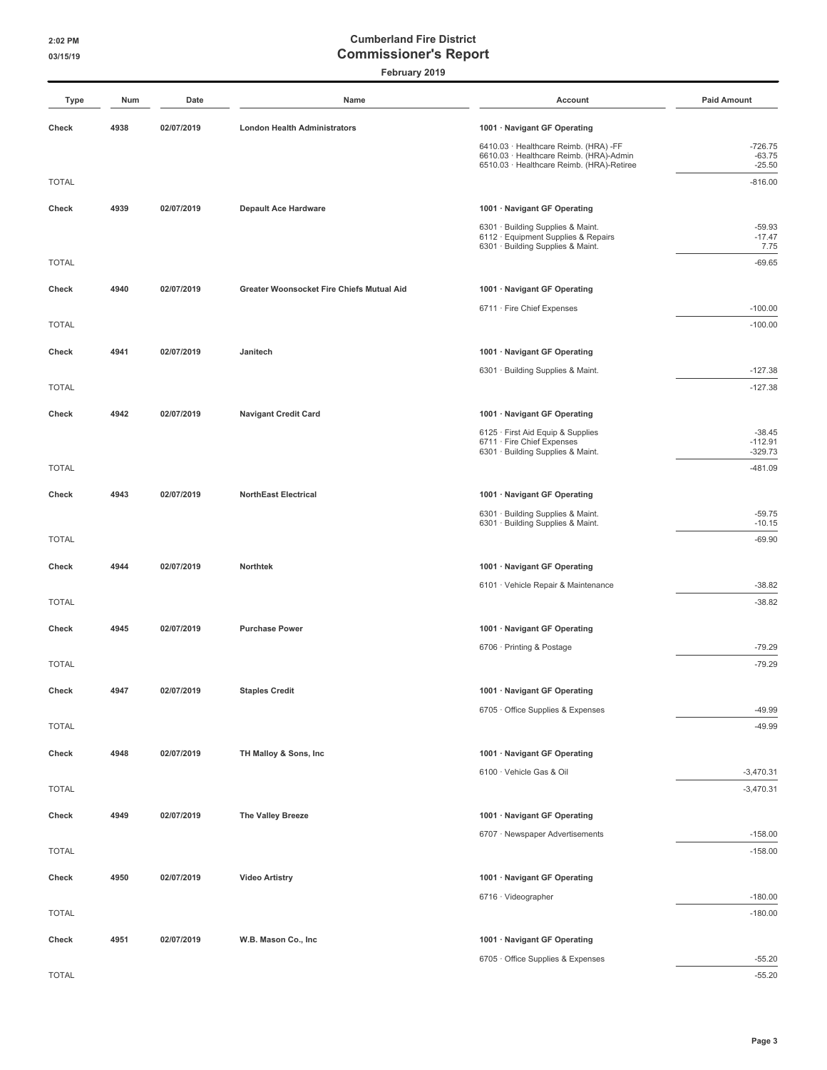**Cumberland Fire District**

# Commissioner's Report

**February 2019**

| Type | Num | Date | Name | Account | Paid Amount |
|---|---|---|---|---|---|
| **Check** | **4938** | **02/07/2019** | **London Health Administrators** | **1001 · Navigant GF Operating** | |
| | | | | 6410.03 · Healthcare Reimb. (HRA) -FF | -726.75 |
| | | | | 6610.03 · Healthcare Reimb. (HRA)-Admin | -63.75 |
| | | | | 6510.03 · Healthcare Reimb. (HRA)-Retiree | -25.50 |
| TOTAL | | | | | -816.00 |
| **Check** | **4939** | **02/07/2019** | **Depault Ace Hardware** | **1001 · Navigant GF Operating** | |
| | | | | 6301 · Building Supplies & Maint. | -59.93 |
| | | | | 6112 · Equipment Supplies & Repairs | -17.47 |
| | | | | 6301 · Building Supplies & Maint. | 7.75 |
| TOTAL | | | | | -69.65 |
| **Check** | **4940** | **02/07/2019** | **Greater Woonsocket Fire Chiefs Mutual Aid** | **1001 · Navigant GF Operating** | |
| | | | | 6711 · Fire Chief Expenses | -100.00 |
| TOTAL | | | | | -100.00 |
| **Check** | **4941** | **02/07/2019** | **Janitech** | **1001 · Navigant GF Operating** | |
| | | | | 6301 · Building Supplies & Maint. | -127.38 |
| TOTAL | | | | | -127.38 |
| **Check** | **4942** | **02/07/2019** | **Navigant Credit Card** | **1001 · Navigant GF Operating** | |
| | | | | 6125 · First Aid Equip & Supplies | -38.45 |
| | | | | 6711 · Fire Chief Expenses | -112.91 |
| | | | | 6301 · Building Supplies & Maint. | -329.73 |
| TOTAL | | | | | -481.09 |
| **Check** | **4943** | **02/07/2019** | **NorthEast Electrical** | **1001 · Navigant GF Operating** | |
| | | | | 6301 · Building Supplies & Maint. | -59.75 |
| | | | | 6301 · Building Supplies & Maint. | -10.15 |
| TOTAL | | | | | -69.90 |
| **Check** | **4944** | **02/07/2019** | **Northtek** | **1001 · Navigant GF Operating** | |
| | | | | 6101 · Vehicle Repair & Maintenance | -38.82 |
| TOTAL | | | | | -38.82 |
| **Check** | **4945** | **02/07/2019** | **Purchase Power** | **1001 · Navigant GF Operating** | |
| | | | | 6706 · Printing & Postage | -79.29 |
| TOTAL | | | | | -79.29 |
| **Check** | **4947** | **02/07/2019** | **Staples Credit** | **1001 · Navigant GF Operating** | |
| | | | | 6705 · Office Supplies & Expenses | -49.99 |
| TOTAL | | | | | -49.99 |
| **Check** | **4948** | **02/07/2019** | **TH Malloy & Sons, Inc** | **1001 · Navigant GF Operating** | |
| | | | | 6100 · Vehicle Gas & Oil | -3,470.31 |
| TOTAL | | | | | -3,470.31 |
| **Check** | **4949** | **02/07/2019** | **The Valley Breeze** | **1001 · Navigant GF Operating** | |
| | | | | 6707 · Newspaper Advertisements | -158.00 |
| TOTAL | | | | | -158.00 |
| **Check** | **4950** | **02/07/2019** | **Video Artistry** | **1001 · Navigant GF Operating** | |
| | | | | 6716 · Videographer | -180.00 |
| TOTAL | | | | | -180.00 |
| **Check** | **4951** | **02/07/2019** | **W.B. Mason Co., Inc** | **1001 · Navigant GF Operating** | |
| | | | | 6705 · Office Supplies & Expenses | -55.20 |
| TOTAL | | | | | -55.20 |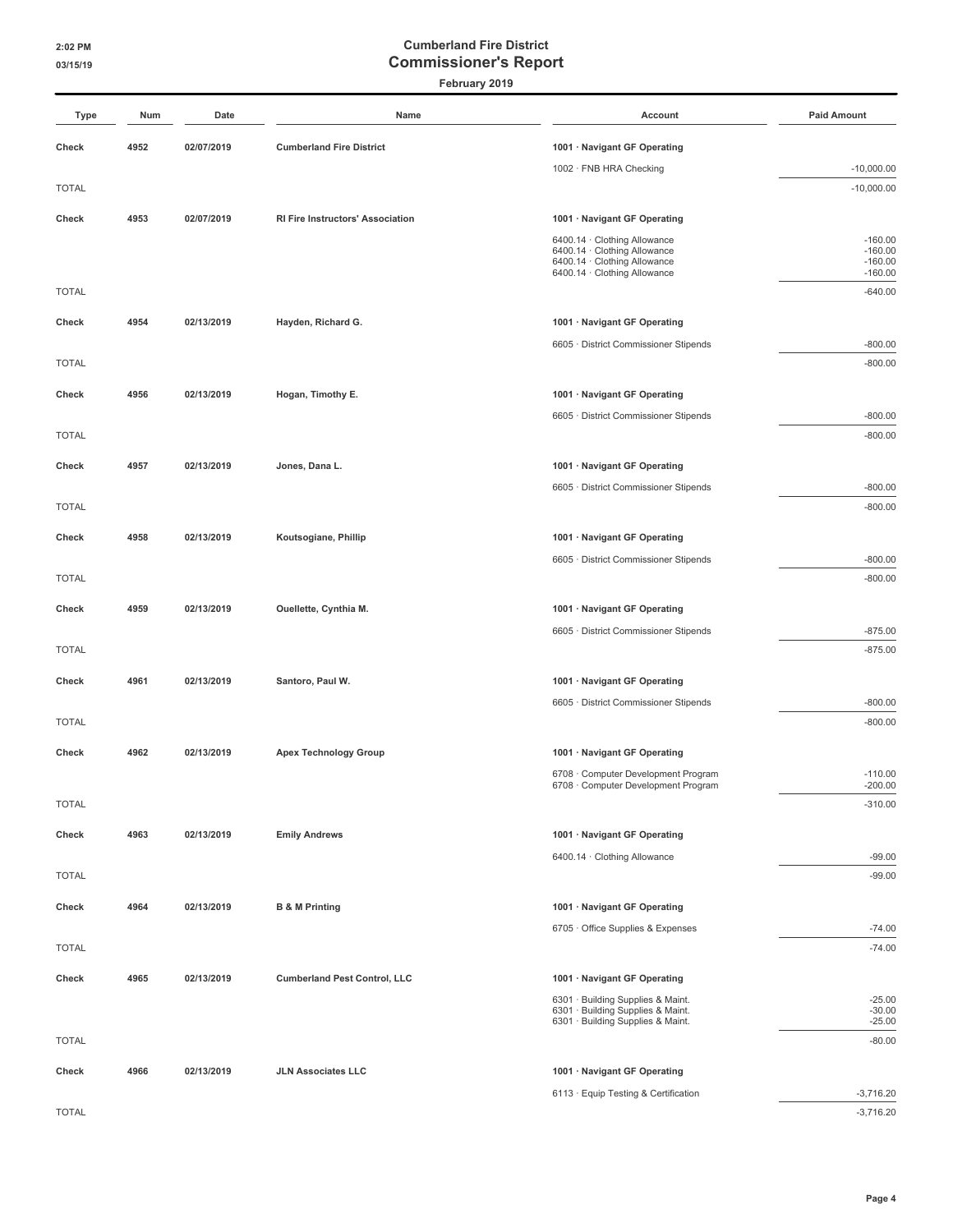# Cumberland Fire District

## Commissioner's Report

### February 2019

| Type | Num | Date | Name | Account | Paid Amount |
|---|---|---|---|---|---|
| **Check** | **4952** | **02/07/2019** | **Cumberland Fire District** | **1001 · Navigant GF Operating** | |
| | | | | 1002 · FNB HRA Checking | -10,000.00 |
| TOTAL | | | | | -10,000.00 |
| **Check** | **4953** | **02/07/2019** | **RI Fire Instructors' Association** | **1001 · Navigant GF Operating** | |
| | | | | 6400.14 · Clothing Allowance | -160.00 |
| | | | | 6400.14 · Clothing Allowance | -160.00 |
| | | | | 6400.14 · Clothing Allowance | -160.00 |
| | | | | 6400.14 · Clothing Allowance | -160.00 |
| TOTAL | | | | | -640.00 |
| **Check** | **4954** | **02/13/2019** | **Hayden, Richard G.** | **1001 · Navigant GF Operating** | |
| | | | | 6605 · District Commissioner Stipends | -800.00 |
| TOTAL | | | | | -800.00 |
| **Check** | **4956** | **02/13/2019** | **Hogan, Timothy E.** | **1001 · Navigant GF Operating** | |
| | | | | 6605 · District Commissioner Stipends | -800.00 |
| TOTAL | | | | | -800.00 |
| **Check** | **4957** | **02/13/2019** | **Jones, Dana L.** | **1001 · Navigant GF Operating** | |
| | | | | 6605 · District Commissioner Stipends | -800.00 |
| TOTAL | | | | | -800.00 |
| **Check** | **4958** | **02/13/2019** | **Koutsogiane, Phillip** | **1001 · Navigant GF Operating** | |
| | | | | 6605 · District Commissioner Stipends | -800.00 |
| TOTAL | | | | | -800.00 |
| **Check** | **4959** | **02/13/2019** | **Ouellette, Cynthia M.** | **1001 · Navigant GF Operating** | |
| | | | | 6605 · District Commissioner Stipends | -875.00 |
| TOTAL | | | | | -875.00 |
| **Check** | **4961** | **02/13/2019** | **Santoro, Paul W.** | **1001 · Navigant GF Operating** | |
| | | | | 6605 · District Commissioner Stipends | -800.00 |
| TOTAL | | | | | -800.00 |
| **Check** | **4962** | **02/13/2019** | **Apex Technology Group** | **1001 · Navigant GF Operating** | |
| | | | | 6708 · Computer Development Program | -110.00 |
| | | | | 6708 · Computer Development Program | -200.00 |
| TOTAL | | | | | -310.00 |
| **Check** | **4963** | **02/13/2019** | **Emily Andrews** | **1001 · Navigant GF Operating** | |
| | | | | 6400.14 · Clothing Allowance | -99.00 |
| TOTAL | | | | | -99.00 |
| **Check** | **4964** | **02/13/2019** | **B & M Printing** | **1001 · Navigant GF Operating** | |
| | | | | 6705 · Office Supplies & Expenses | -74.00 |
| TOTAL | | | | | -74.00 |
| **Check** | **4965** | **02/13/2019** | **Cumberland Pest Control, LLC** | **1001 · Navigant GF Operating** | |
| | | | | 6301 · Building Supplies & Maint. | -25.00 |
| | | | | 6301 · Building Supplies & Maint. | -30.00 |
| | | | | 6301 · Building Supplies & Maint. | -25.00 |
| TOTAL | | | | | -80.00 |
| **Check** | **4966** | **02/13/2019** | **JLN Associates LLC** | **1001 · Navigant GF Operating** | |
| | | | | 6113 · Equip Testing & Certification | -3,716.20 |
| TOTAL | | | | | -3,716.20 |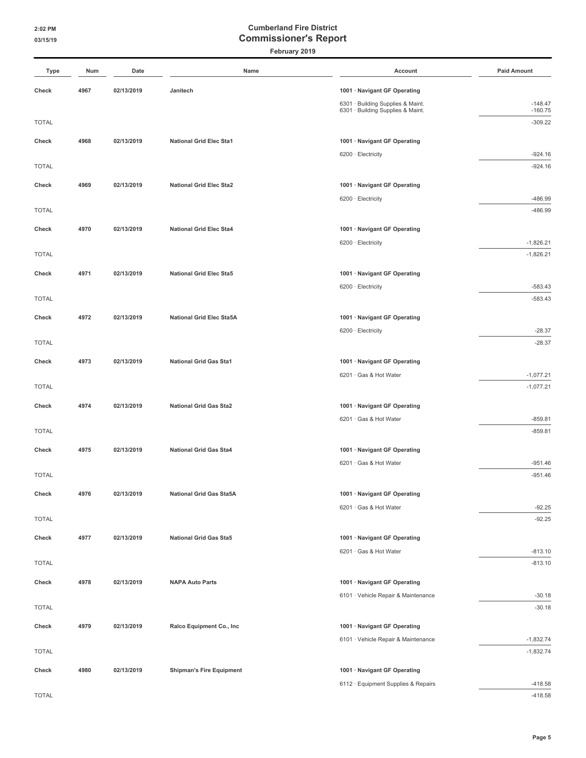# Cumberland Fire District
## Commissioner's Report
**February 2019**

| Type | Num | Date | Name | Account | Paid Amount |
|---|---|---|---|---|---|
| **Check** | **4967** | **02/13/2019** | **Janitech** | **1001 · Navigant GF Operating** | |
| | | | | 6301 · Building Supplies & Maint. | -148.47 |
| | | | | 6301 · Building Supplies & Maint. | -160.75 |
| TOTAL | | | | | -309.22 |
| **Check** | **4968** | **02/13/2019** | **National Grid Elec Sta1** | **1001 · Navigant GF Operating** | |
| | | | | 6200 · Electricity | -924.16 |
| TOTAL | | | | | -924.16 |
| **Check** | **4969** | **02/13/2019** | **National Grid Elec Sta2** | **1001 · Navigant GF Operating** | |
| | | | | 6200 · Electricity | -486.99 |
| TOTAL | | | | | -486.99 |
| **Check** | **4970** | **02/13/2019** | **National Grid Elec Sta4** | **1001 · Navigant GF Operating** | |
| | | | | 6200 · Electricity | -1,826.21 |
| TOTAL | | | | | -1,826.21 |
| **Check** | **4971** | **02/13/2019** | **National Grid Elec Sta5** | **1001 · Navigant GF Operating** | |
| | | | | 6200 · Electricity | -583.43 |
| TOTAL | | | | | -583.43 |
| **Check** | **4972** | **02/13/2019** | **National Grid Elec Sta5A** | **1001 · Navigant GF Operating** | |
| | | | | 6200 · Electricity | -28.37 |
| TOTAL | | | | | -28.37 |
| **Check** | **4973** | **02/13/2019** | **National Grid Gas Sta1** | **1001 · Navigant GF Operating** | |
| | | | | 6201 · Gas & Hot Water | -1,077.21 |
| TOTAL | | | | | -1,077.21 |
| **Check** | **4974** | **02/13/2019** | **National Grid Gas Sta2** | **1001 · Navigant GF Operating** | |
| | | | | 6201 · Gas & Hot Water | -859.81 |
| TOTAL | | | | | -859.81 |
| **Check** | **4975** | **02/13/2019** | **National Grid Gas Sta4** | **1001 · Navigant GF Operating** | |
| | | | | 6201 · Gas & Hot Water | -951.46 |
| TOTAL | | | | | -951.46 |
| **Check** | **4976** | **02/13/2019** | **National Grid Gas Sta5A** | **1001 · Navigant GF Operating** | |
| | | | | 6201 · Gas & Hot Water | -92.25 |
| TOTAL | | | | | -92.25 |
| **Check** | **4977** | **02/13/2019** | **National Grid Gas Sta5** | **1001 · Navigant GF Operating** | |
| | | | | 6201 · Gas & Hot Water | -813.10 |
| TOTAL | | | | | -813.10 |
| **Check** | **4978** | **02/13/2019** | **NAPA Auto Parts** | **1001 · Navigant GF Operating** | |
| | | | | 6101 · Vehicle Repair & Maintenance | -30.18 |
| TOTAL | | | | | -30.18 |
| **Check** | **4979** | **02/13/2019** | **Ralco Equipment Co., Inc** | **1001 · Navigant GF Operating** | |
| | | | | 6101 · Vehicle Repair & Maintenance | -1,832.74 |
| TOTAL | | | | | -1,832.74 |
| **Check** | **4980** | **02/13/2019** | **Shipman's Fire Equipment** | **1001 · Navigant GF Operating** | |
| | | | | 6112 · Equipment Supplies & Repairs | -418.58 |
| TOTAL | | | | | -418.58 |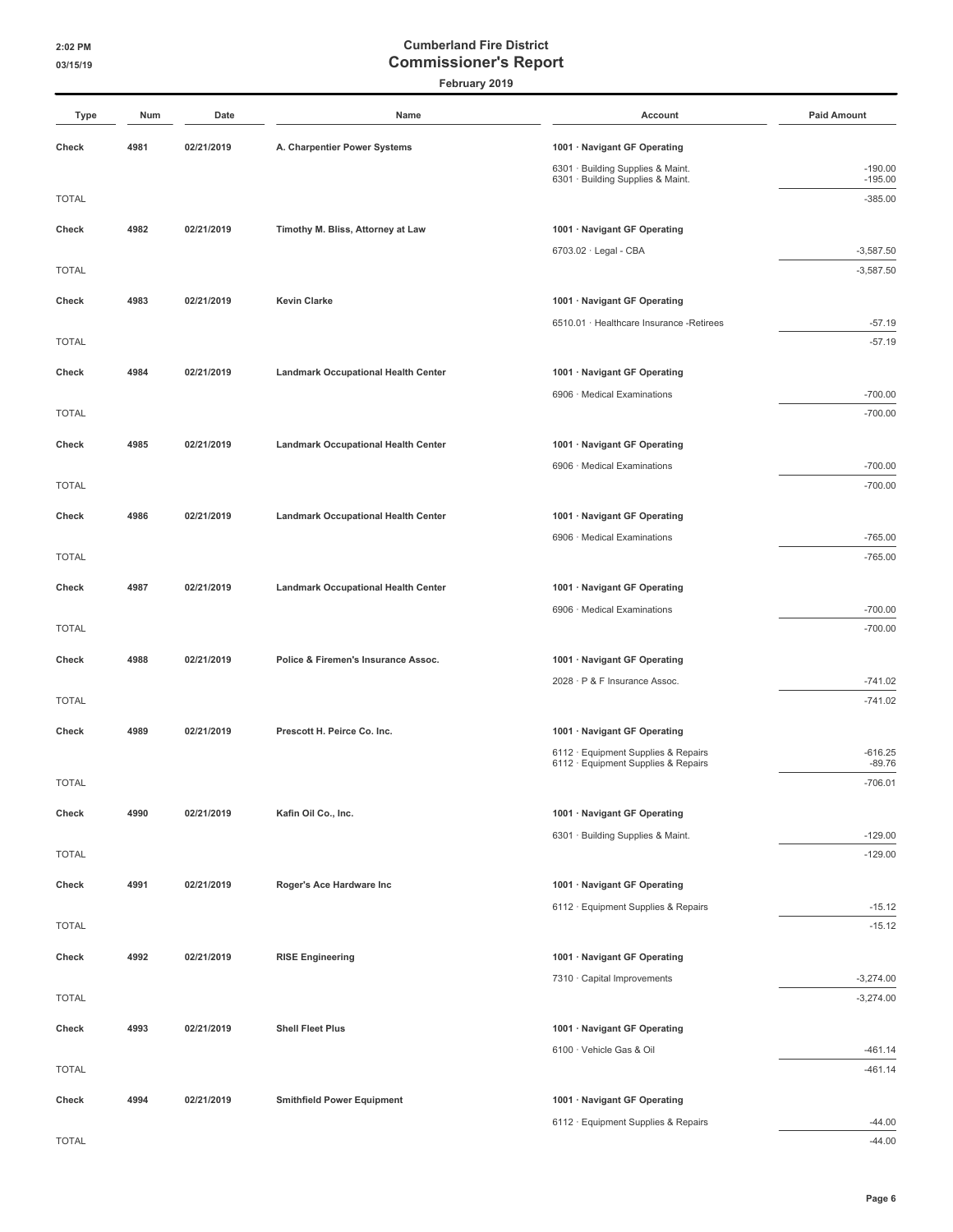# Cumberland Fire District
## Commissioner's Report
### February 2019

| Type | Num | Date | Name | Account | Paid Amount |
|---|---|---|---|---|---|
| **Check** | **4981** | **02/21/2019** | **A. Charpentier Power Systems** | **1001 · Navigant GF Operating** | |
| | | | | 6301 · Building Supplies & Maint. | -190.00 |
| | | | | 6301 · Building Supplies & Maint. | -195.00 |
| TOTAL | | | | | -385.00 |
| **Check** | **4982** | **02/21/2019** | **Timothy M. Bliss, Attorney at Law** | **1001 · Navigant GF Operating** | |
| | | | | 6703.02 · Legal - CBA | -3,587.50 |
| TOTAL | | | | | -3,587.50 |
| **Check** | **4983** | **02/21/2019** | **Kevin Clarke** | **1001 · Navigant GF Operating** | |
| | | | | 6510.01 · Healthcare Insurance -Retirees | -57.19 |
| TOTAL | | | | | -57.19 |
| **Check** | **4984** | **02/21/2019** | **Landmark Occupational Health Center** | **1001 · Navigant GF Operating** | |
| | | | | 6906 · Medical Examinations | -700.00 |
| TOTAL | | | | | -700.00 |
| **Check** | **4985** | **02/21/2019** | **Landmark Occupational Health Center** | **1001 · Navigant GF Operating** | |
| | | | | 6906 · Medical Examinations | -700.00 |
| TOTAL | | | | | -700.00 |
| **Check** | **4986** | **02/21/2019** | **Landmark Occupational Health Center** | **1001 · Navigant GF Operating** | |
| | | | | 6906 · Medical Examinations | -765.00 |
| TOTAL | | | | | -765.00 |
| **Check** | **4987** | **02/21/2019** | **Landmark Occupational Health Center** | **1001 · Navigant GF Operating** | |
| | | | | 6906 · Medical Examinations | -700.00 |
| TOTAL | | | | | -700.00 |
| **Check** | **4988** | **02/21/2019** | **Police & Firemen's Insurance Assoc.** | **1001 · Navigant GF Operating** | |
| | | | | 2028 · P & F Insurance Assoc. | -741.02 |
| TOTAL | | | | | -741.02 |
| **Check** | **4989** | **02/21/2019** | **Prescott H. Peirce Co. Inc.** | **1001 · Navigant GF Operating** | |
| | | | | 6112 · Equipment Supplies & Repairs | -616.25 |
| | | | | 6112 · Equipment Supplies & Repairs | -89.76 |
| TOTAL | | | | | -706.01 |
| **Check** | **4990** | **02/21/2019** | **Kafin Oil Co., Inc.** | **1001 · Navigant GF Operating** | |
| | | | | 6301 · Building Supplies & Maint. | -129.00 |
| TOTAL | | | | | -129.00 |
| **Check** | **4991** | **02/21/2019** | **Roger's Ace Hardware Inc** | **1001 · Navigant GF Operating** | |
| | | | | 6112 · Equipment Supplies & Repairs | -15.12 |
| TOTAL | | | | | -15.12 |
| **Check** | **4992** | **02/21/2019** | **RISE Engineering** | **1001 · Navigant GF Operating** | |
| | | | | 7310 · Capital Improvements | -3,274.00 |
| TOTAL | | | | | -3,274.00 |
| **Check** | **4993** | **02/21/2019** | **Shell Fleet Plus** | **1001 · Navigant GF Operating** | |
| | | | | 6100 · Vehicle Gas & Oil | -461.14 |
| TOTAL | | | | | -461.14 |
| **Check** | **4994** | **02/21/2019** | **Smithfield Power Equipment** | **1001 · Navigant GF Operating** | |
| | | | | 6112 · Equipment Supplies & Repairs | -44.00 |
| TOTAL | | | | | -44.00 |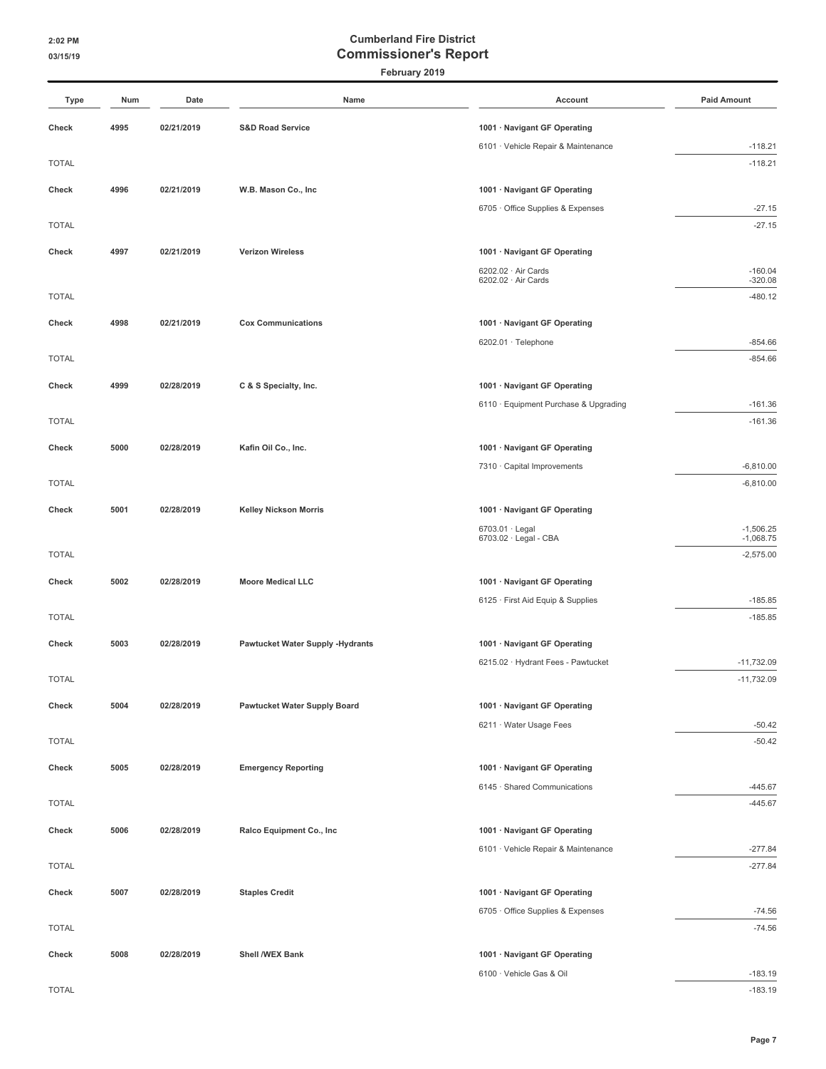# Cumberland Fire District
## Commissioner's Report
### February 2019

| Type | Num | Date | Name | Account | Paid Amount |
|---|---|---|---|---|---|
| **Check** | **4995** | **02/21/2019** | **S&D Road Service** | **1001 · Navigant GF Operating** | |
| | | | | 6101 · Vehicle Repair & Maintenance | -118.21 |
| TOTAL | | | | | -118.21 |
| **Check** | **4996** | **02/21/2019** | **W.B. Mason Co., Inc** | **1001 · Navigant GF Operating** | |
| | | | | 6705 · Office Supplies & Expenses | -27.15 |
| TOTAL | | | | | -27.15 |
| **Check** | **4997** | **02/21/2019** | **Verizon Wireless** | **1001 · Navigant GF Operating** | |
| | | | | 6202.02 · Air Cards | -160.04 |
| | | | | 6202.02 · Air Cards | -320.08 |
| TOTAL | | | | | -480.12 |
| **Check** | **4998** | **02/21/2019** | **Cox Communications** | **1001 · Navigant GF Operating** | |
| | | | | 6202.01 · Telephone | -854.66 |
| TOTAL | | | | | -854.66 |
| **Check** | **4999** | **02/28/2019** | **C & S Specialty, Inc.** | **1001 · Navigant GF Operating** | |
| | | | | 6110 · Equipment Purchase & Upgrading | -161.36 |
| TOTAL | | | | | -161.36 |
| **Check** | **5000** | **02/28/2019** | **Kafin Oil Co., Inc.** | **1001 · Navigant GF Operating** | |
| | | | | 7310 · Capital Improvements | -6,810.00 |
| TOTAL | | | | | -6,810.00 |
| **Check** | **5001** | **02/28/2019** | **Kelley Nickson Morris** | **1001 · Navigant GF Operating** | |
| | | | | 6703.01 · Legal | -1,506.25 |
| | | | | 6703.02 · Legal - CBA | -1,068.75 |
| TOTAL | | | | | -2,575.00 |
| **Check** | **5002** | **02/28/2019** | **Moore Medical LLC** | **1001 · Navigant GF Operating** | |
| | | | | 6125 · First Aid Equip & Supplies | -185.85 |
| TOTAL | | | | | -185.85 |
| **Check** | **5003** | **02/28/2019** | **Pawtucket Water Supply -Hydrants** | **1001 · Navigant GF Operating** | |
| | | | | 6215.02 · Hydrant Fees - Pawtucket | -11,732.09 |
| TOTAL | | | | | -11,732.09 |
| **Check** | **5004** | **02/28/2019** | **Pawtucket Water Supply Board** | **1001 · Navigant GF Operating** | |
| | | | | 6211 · Water Usage Fees | -50.42 |
| TOTAL | | | | | -50.42 |
| **Check** | **5005** | **02/28/2019** | **Emergency Reporting** | **1001 · Navigant GF Operating** | |
| | | | | 6145 · Shared Communications | -445.67 |
| TOTAL | | | | | -445.67 |
| **Check** | **5006** | **02/28/2019** | **Ralco Equipment Co., Inc** | **1001 · Navigant GF Operating** | |
| | | | | 6101 · Vehicle Repair & Maintenance | -277.84 |
| TOTAL | | | | | -277.84 |
| **Check** | **5007** | **02/28/2019** | **Staples Credit** | **1001 · Navigant GF Operating** | |
| | | | | 6705 · Office Supplies & Expenses | -74.56 |
| TOTAL | | | | | -74.56 |
| **Check** | **5008** | **02/28/2019** | **Shell /WEX Bank** | **1001 · Navigant GF Operating** | |
| | | | | 6100 · Vehicle Gas & Oil | -183.19 |
| TOTAL | | | | | -183.19 |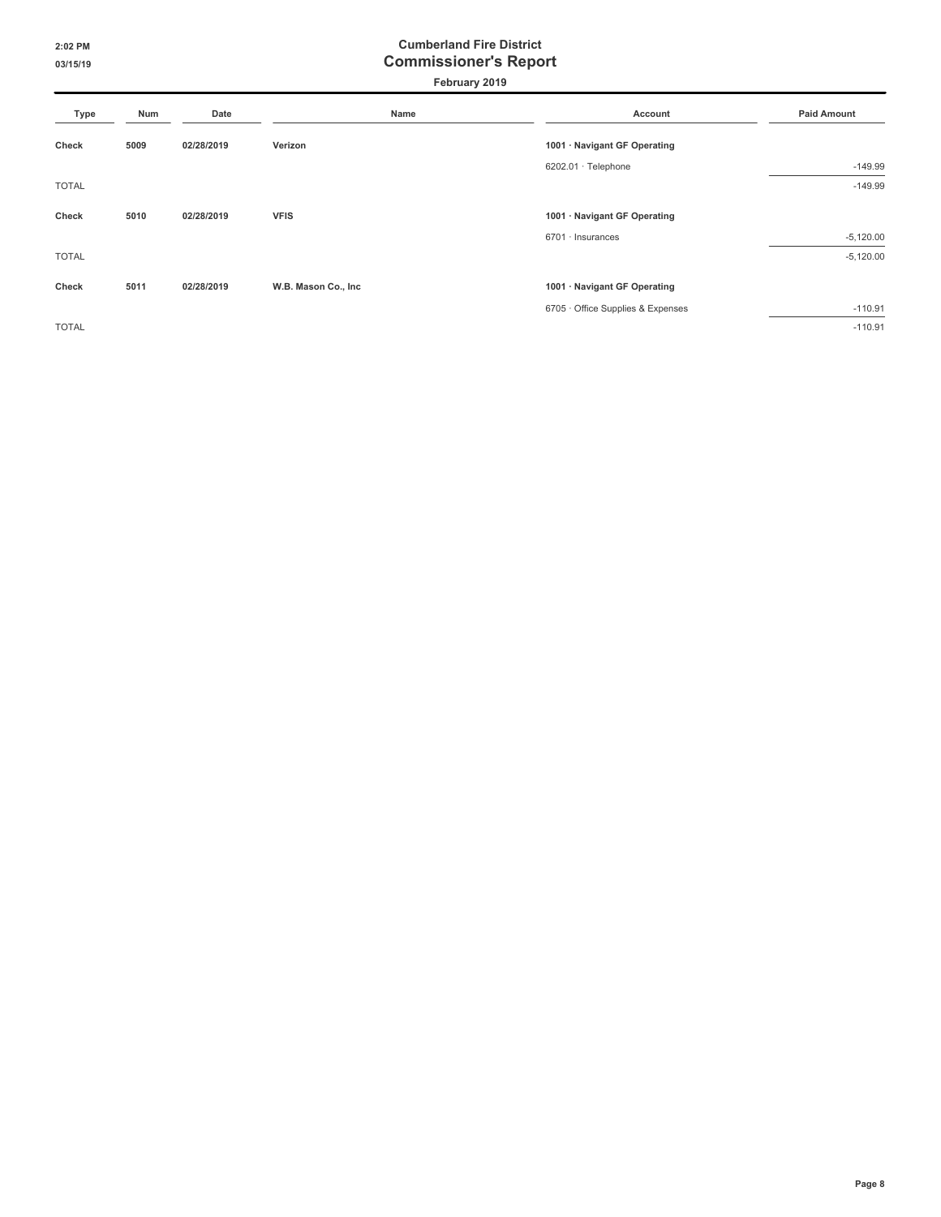# Cumberland Fire District
## Commissioner's Report
**February 2019**

| Type | Num | Date | Name | Account | Paid Amount |
|---|---|---|---|---|---|
| **Check** | **5009** | **02/28/2019** | **Verizon** | **1001 · Navigant GF Operating** | |
| | | | | 6202.01 · Telephone | -149.99 |
| TOTAL | | | | | -149.99 |
| **Check** | **5010** | **02/28/2019** | **VFIS** | **1001 · Navigant GF Operating** | |
| | | | | 6701 · Insurances | -5,120.00 |
| TOTAL | | | | | -5,120.00 |
| **Check** | **5011** | **02/28/2019** | **W.B. Mason Co., Inc** | **1001 · Navigant GF Operating** | |
| | | | | 6705 · Office Supplies & Expenses | -110.91 |
| TOTAL | | | | | -110.91 |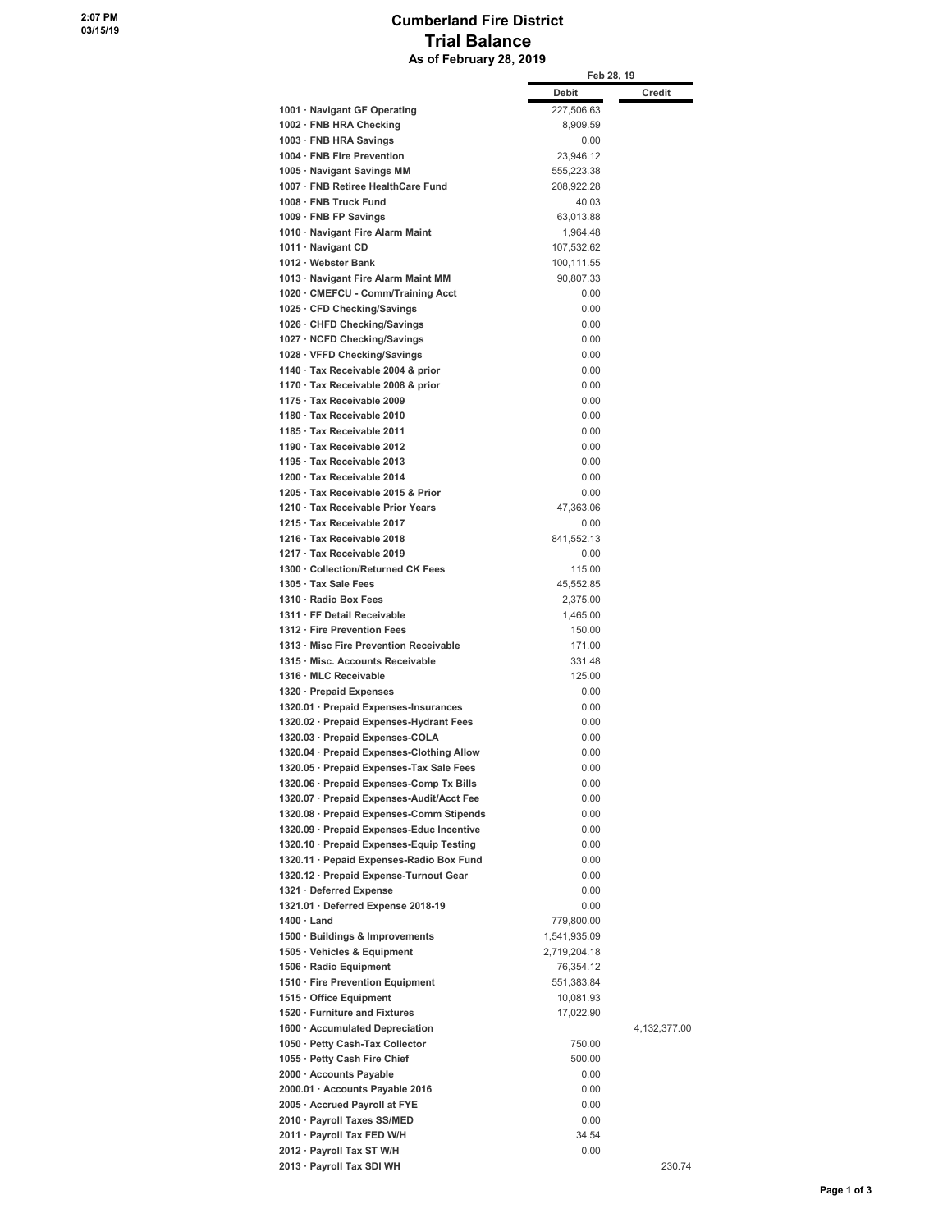# Cumberland Fire District

## Trial Balance

### As of February 28, 2019

| | Feb 28, 19 | |
|---|---|---|
| | **Debit** | **Credit** |
| 1001 · Navigant GF Operating | 227,506.63 | |
| 1002 · FNB HRA Checking | 8,909.59 | |
| 1003 · FNB HRA Savings | 0.00 | |
| 1004 · FNB Fire Prevention | 23,946.12 | |
| 1005 · Navigant Savings MM | 555,223.38 | |
| 1007 · FNB Retiree HealthCare Fund | 208,922.28 | |
| 1008 · FNB Truck Fund | 40.03 | |
| 1009 · FNB FP Savings | 63,013.88 | |
| 1010 · Navigant Fire Alarm Maint | 1,964.48 | |
| 1011 · Navigant CD | 107,532.62 | |
| 1012 · Webster Bank | 100,111.55 | |
| 1013 · Navigant Fire Alarm Maint MM | 90,807.33 | |
| 1020 · CMEFCU - Comm/Training Acct | 0.00 | |
| 1025 · CFD Checking/Savings | 0.00 | |
| 1026 · CHFD Checking/Savings | 0.00 | |
| 1027 · NCFD Checking/Savings | 0.00 | |
| 1028 · VFFD Checking/Savings | 0.00 | |
| 1140 · Tax Receivable 2004 & prior | 0.00 | |
| 1170 · Tax Receivable 2008 & prior | 0.00 | |
| 1175 · Tax Receivable 2009 | 0.00 | |
| 1180 · Tax Receivable 2010 | 0.00 | |
| 1185 · Tax Receivable 2011 | 0.00 | |
| 1190 · Tax Receivable 2012 | 0.00 | |
| 1195 · Tax Receivable 2013 | 0.00 | |
| 1200 · Tax Receivable 2014 | 0.00 | |
| 1205 · Tax Receivable 2015 & Prior | 0.00 | |
| 1210 · Tax Receivable Prior Years | 47,363.06 | |
| 1215 · Tax Receivable 2017 | 0.00 | |
| 1216 · Tax Receivable 2018 | 841,552.13 | |
| 1217 · Tax Receivable 2019 | 0.00 | |
| 1300 · Collection/Returned CK Fees | 115.00 | |
| 1305 · Tax Sale Fees | 45,552.85 | |
| 1310 · Radio Box Fees | 2,375.00 | |
| 1311 · FF Detail Receivable | 1,465.00 | |
| 1312 · Fire Prevention Fees | 150.00 | |
| 1313 · Misc Fire Prevention Receivable | 171.00 | |
| 1315 · Misc. Accounts Receivable | 331.48 | |
| 1316 · MLC Receivable | 125.00 | |
| 1320 · Prepaid Expenses | 0.00 | |
| 1320.01 · Prepaid Expenses-Insurances | 0.00 | |
| 1320.02 · Prepaid Expenses-Hydrant Fees | 0.00 | |
| 1320.03 · Prepaid Expenses-COLA | 0.00 | |
| 1320.04 · Prepaid Expenses-Clothing Allow | 0.00 | |
| 1320.05 · Prepaid Expenses-Tax Sale Fees | 0.00 | |
| 1320.06 · Prepaid Expenses-Comp Tx Bills | 0.00 | |
| 1320.07 · Prepaid Expenses-Audit/Acct Fee | 0.00 | |
| 1320.08 · Prepaid Expenses-Comm Stipends | 0.00 | |
| 1320.09 · Prepaid Expenses-Educ Incentive | 0.00 | |
| 1320.10 · Prepaid Expenses-Equip Testing | 0.00 | |
| 1320.11 · Pepaid Expenses-Radio Box Fund | 0.00 | |
| 1320.12 · Prepaid Expense-Turnout Gear | 0.00 | |
| 1321 · Deferred Expense | 0.00 | |
| 1321.01 · Deferred Expense 2018-19 | 0.00 | |
| 1400 · Land | 779,800.00 | |
| 1500 · Buildings & Improvements | 1,541,935.09 | |
| 1505 · Vehicles & Equipment | 2,719,204.18 | |
| 1506 · Radio Equipment | 76,354.12 | |
| 1510 · Fire Prevention Equipment | 551,383.84 | |
| 1515 · Office Equipment | 10,081.93 | |
| 1520 · Furniture and Fixtures | 17,022.90 | |
| 1600 · Accumulated Depreciation | | 4,132,377.00 |
| 1050 · Petty Cash-Tax Collector | 750.00 | |
| 1055 · Petty Cash Fire Chief | 500.00 | |
| 2000 · Accounts Payable | 0.00 | |
| 2000.01 · Accounts Payable 2016 | 0.00 | |
| 2005 · Accrued Payroll at FYE | 0.00 | |
| 2010 · Payroll Taxes SS/MED | 0.00 | |
| 2011 · Payroll Tax FED W/H | 34.54 | |
| 2012 · Payroll Tax ST W/H | 0.00 | |
| 2013 · Payroll Tax SDI WH | | 230.74 |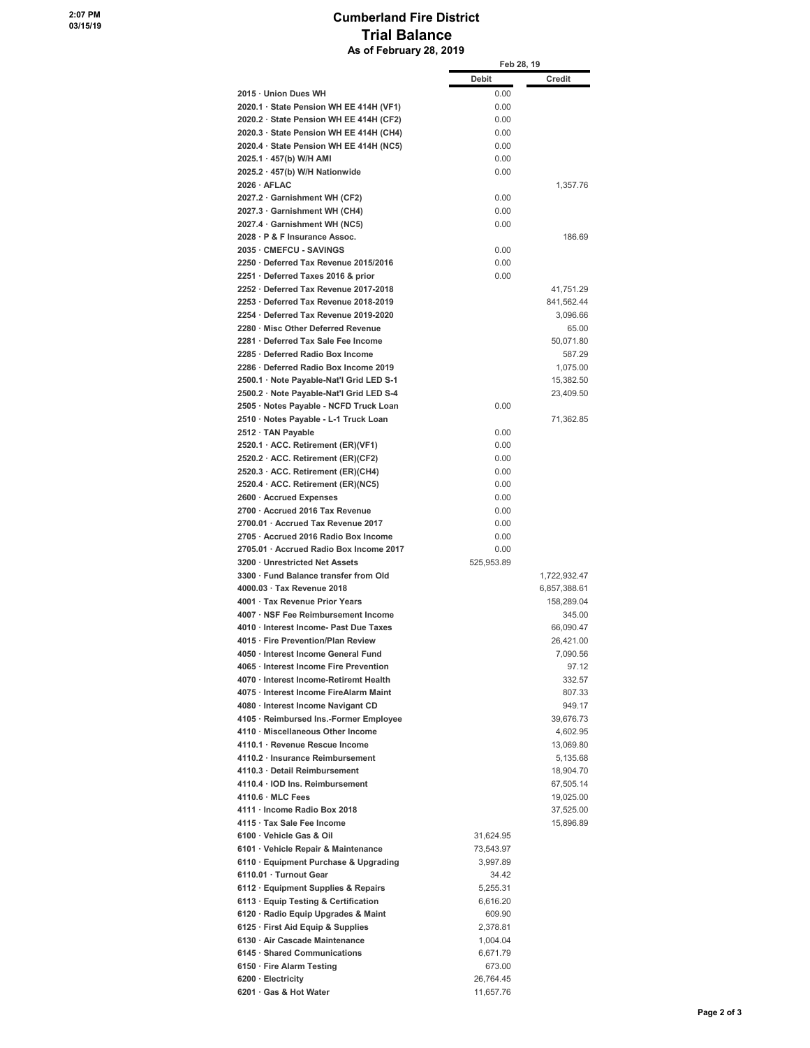# Cumberland Fire District
## Trial Balance
### As of February 28, 2019

| | Feb 28, 19 | |
|---|---|---|
| | **Debit** | **Credit** |
| 2015 · Union Dues WH | 0.00 | |
| 2020.1 · State Pension WH EE 414H (VF1) | 0.00 | |
| 2020.2 · State Pension WH EE 414H (CF2) | 0.00 | |
| 2020.3 · State Pension WH EE 414H (CH4) | 0.00 | |
| 2020.4 · State Pension WH EE 414H (NC5) | 0.00 | |
| 2025.1 · 457(b) W/H AMI | 0.00 | |
| 2025.2 · 457(b) W/H Nationwide | 0.00 | |
| 2026 · AFLAC | | 1,357.76 |
| 2027.2 · Garnishment WH (CF2) | 0.00 | |
| 2027.3 · Garnishment WH (CH4) | 0.00 | |
| 2027.4 · Garnishment WH (NC5) | 0.00 | |
| 2028 · P & F Insurance Assoc. | | 186.69 |
| 2035 · CMEFCU - SAVINGS | 0.00 | |
| 2250 · Deferred Tax Revenue 2015/2016 | 0.00 | |
| 2251 · Deferred Taxes 2016 & prior | 0.00 | |
| 2252 · Deferred Tax Revenue 2017-2018 | | 41,751.29 |
| 2253 · Deferred Tax Revenue 2018-2019 | | 841,562.44 |
| 2254 · Deferred Tax Revenue 2019-2020 | | 3,096.66 |
| 2280 · Misc Other Deferred Revenue | | 65.00 |
| 2281 · Deferred Tax Sale Fee Income | | 50,071.80 |
| 2285 · Deferred Radio Box Income | | 587.29 |
| 2286 · Deferred Radio Box Income 2019 | | 1,075.00 |
| 2500.1 · Note Payable-Nat'l Grid LED S-1 | | 15,382.50 |
| 2500.2 · Note Payable-Nat'l Grid LED S-4 | | 23,409.50 |
| 2505 · Notes Payable - NCFD Truck Loan | 0.00 | |
| 2510 · Notes Payable - L-1 Truck Loan | | 71,362.85 |
| 2512 · TAN Payable | 0.00 | |
| 2520.1 · ACC. Retirement (ER)(VF1) | 0.00 | |
| 2520.2 · ACC. Retirement (ER)(CF2) | 0.00 | |
| 2520.3 · ACC. Retirement (ER)(CH4) | 0.00 | |
| 2520.4 · ACC. Retirement (ER)(NC5) | 0.00 | |
| 2600 · Accrued Expenses | 0.00 | |
| 2700 · Accrued 2016 Tax Revenue | 0.00 | |
| 2700.01 · Accrued Tax Revenue 2017 | 0.00 | |
| 2705 · Accrued 2016 Radio Box Income | 0.00 | |
| 2705.01 · Accrued Radio Box Income 2017 | 0.00 | |
| 3200 · Unrestricted Net Assets | 525,953.89 | |
| 3300 · Fund Balance transfer from Old | | 1,722,932.47 |
| 4000.03 · Tax Revenue 2018 | | 6,857,388.61 |
| 4001 · Tax Revenue Prior Years | | 158,289.04 |
| 4007 · NSF Fee Reimbursement Income | | 345.00 |
| 4010 · Interest Income- Past Due Taxes | | 66,090.47 |
| 4015 · Fire Prevention/Plan Review | | 26,421.00 |
| 4050 · Interest Income General Fund | | 7,090.56 |
| 4065 · Interest Income Fire Prevention | | 97.12 |
| 4070 · Interest Income-Retiremt Health | | 332.57 |
| 4075 · Interest Income FireAlarm Maint | | 807.33 |
| 4080 · Interest Income Navigant CD | | 949.17 |
| 4105 · Reimbursed Ins.-Former Employee | | 39,676.73 |
| 4110 · Miscellaneous Other Income | | 4,602.95 |
| 4110.1 · Revenue Rescue Income | | 13,069.80 |
| 4110.2 · Insurance Reimbursement | | 5,135.68 |
| 4110.3 · Detail Reimbursement | | 18,904.70 |
| 4110.4 · IOD Ins. Reimbursement | | 67,505.14 |
| 4110.6 · MLC Fees | | 19,025.00 |
| 4111 · Income Radio Box 2018 | | 37,525.00 |
| 4115 · Tax Sale Fee Income | | 15,896.89 |
| 6100 · Vehicle Gas & Oil | 31,624.95 | |
| 6101 · Vehicle Repair & Maintenance | 73,543.97 | |
| 6110 · Equipment Purchase & Upgrading | 3,997.89 | |
| 6110.01 · Turnout Gear | 34.42 | |
| 6112 · Equipment Supplies & Repairs | 5,255.31 | |
| 6113 · Equip Testing & Certification | 6,616.20 | |
| 6120 · Radio Equip Upgrades & Maint | 609.90 | |
| 6125 · First Aid Equip & Supplies | 2,378.81 | |
| 6130 · Air Cascade Maintenance | 1,004.04 | |
| 6145 · Shared Communications | 6,671.79 | |
| 6150 · Fire Alarm Testing | 673.00 | |
| 6200 · Electricity | 26,764.45 | |
| 6201 · Gas & Hot Water | 11,657.76 | |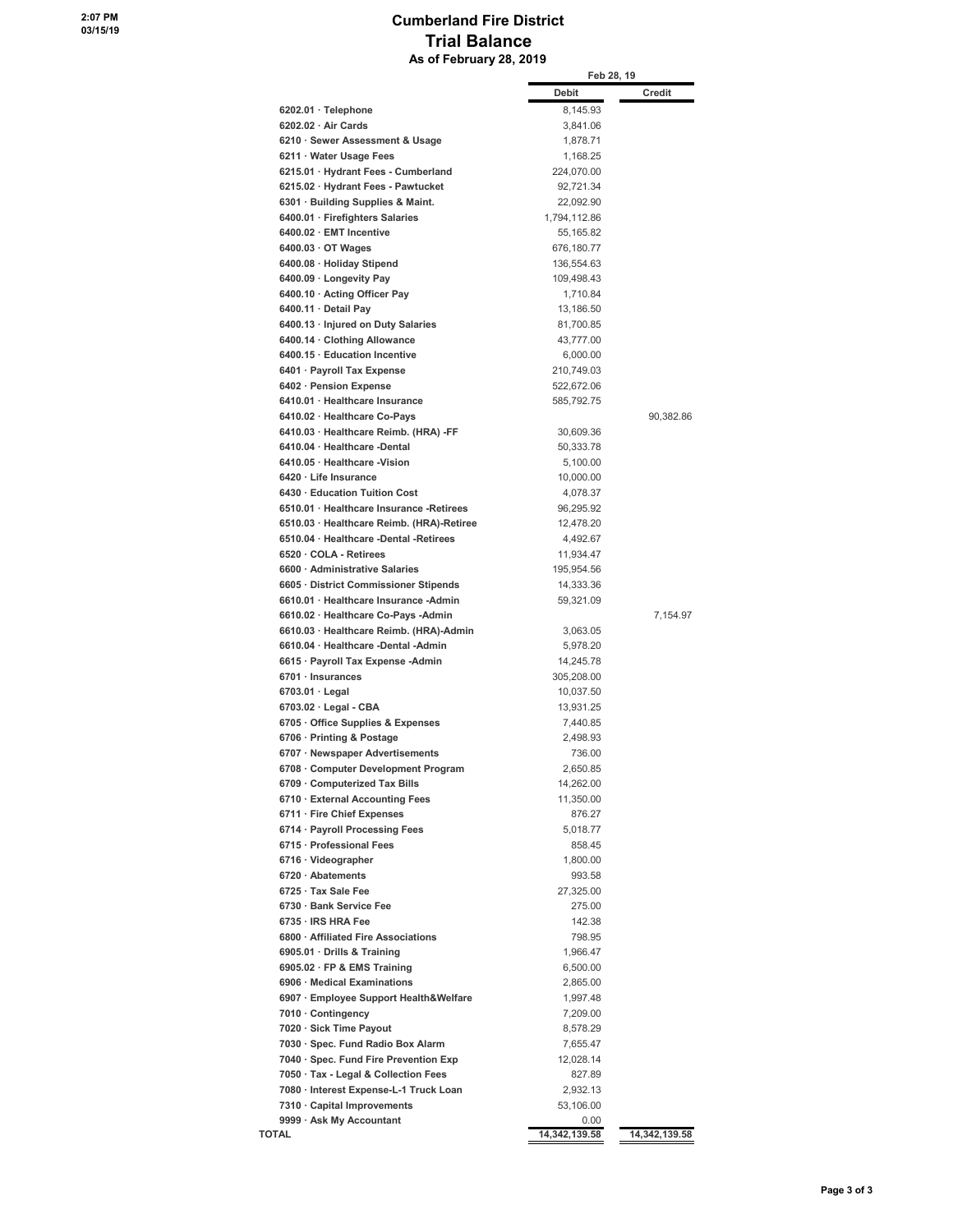# Cumberland Fire District
## Trial Balance
### As of February 28, 2019

| | Feb 28, 19 | |
|---|---|---|
| | **Debit** | **Credit** |
| 6202.01 · Telephone | 8,145.93 | |
| 6202.02 · Air Cards | 3,841.06 | |
| 6210 · Sewer Assessment & Usage | 1,878.71 | |
| 6211 · Water Usage Fees | 1,168.25 | |
| 6215.01 · Hydrant Fees - Cumberland | 224,070.00 | |
| 6215.02 · Hydrant Fees - Pawtucket | 92,721.34 | |
| 6301 · Building Supplies & Maint. | 22,092.90 | |
| 6400.01 · Firefighters Salaries | 1,794,112.86 | |
| 6400.02 · EMT Incentive | 55,165.82 | |
| 6400.03 · OT Wages | 676,180.77 | |
| 6400.08 · Holiday Stipend | 136,554.63 | |
| 6400.09 · Longevity Pay | 109,498.43 | |
| 6400.10 · Acting Officer Pay | 1,710.84 | |
| 6400.11 · Detail Pay | 13,186.50 | |
| 6400.13 · Injured on Duty Salaries | 81,700.85 | |
| 6400.14 · Clothing Allowance | 43,777.00 | |
| 6400.15 · Education Incentive | 6,000.00 | |
| 6401 · Payroll Tax Expense | 210,749.03 | |
| 6402 · Pension Expense | 522,672.06 | |
| 6410.01 · Healthcare Insurance | 585,792.75 | |
| 6410.02 · Healthcare Co-Pays | | 90,382.86 |
| 6410.03 · Healthcare Reimb. (HRA) -FF | 30,609.36 | |
| 6410.04 · Healthcare -Dental | 50,333.78 | |
| 6410.05 · Healthcare -Vision | 5,100.00 | |
| 6420 · Life Insurance | 10,000.00 | |
| 6430 · Education Tuition Cost | 4,078.37 | |
| 6510.01 · Healthcare Insurance -Retirees | 96,295.92 | |
| 6510.03 · Healthcare Reimb. (HRA)-Retiree | 12,478.20 | |
| 6510.04 · Healthcare -Dental -Retirees | 4,492.67 | |
| 6520 · COLA - Retirees | 11,934.47 | |
| 6600 · Administrative Salaries | 195,954.56 | |
| 6605 · District Commissioner Stipends | 14,333.36 | |
| 6610.01 · Healthcare Insurance -Admin | 59,321.09 | |
| 6610.02 · Healthcare Co-Pays -Admin | | 7,154.97 |
| 6610.03 · Healthcare Reimb. (HRA)-Admin | 3,063.05 | |
| 6610.04 · Healthcare -Dental -Admin | 5,978.20 | |
| 6615 · Payroll Tax Expense -Admin | 14,245.78 | |
| 6701 · Insurances | 305,208.00 | |
| 6703.01 · Legal | 10,037.50 | |
| 6703.02 · Legal - CBA | 13,931.25 | |
| 6705 · Office Supplies & Expenses | 7,440.85 | |
| 6706 · Printing & Postage | 2,498.93 | |
| 6707 · Newspaper Advertisements | 736.00 | |
| 6708 · Computer Development Program | 2,650.85 | |
| 6709 · Computerized Tax Bills | 14,262.00 | |
| 6710 · External Accounting Fees | 11,350.00 | |
| 6711 · Fire Chief Expenses | 876.27 | |
| 6714 · Payroll Processing Fees | 5,018.77 | |
| 6715 · Professional Fees | 858.45 | |
| 6716 · Videographer | 1,800.00 | |
| 6720 · Abatements | 993.58 | |
| 6725 · Tax Sale Fee | 27,325.00 | |
| 6730 · Bank Service Fee | 275.00 | |
| 6735 · IRS HRA Fee | 142.38 | |
| 6800 · Affiliated Fire Associations | 798.95 | |
| 6905.01 · Drills & Training | 1,966.47 | |
| 6905.02 · FP & EMS Training | 6,500.00 | |
| 6906 · Medical Examinations | 2,865.00 | |
| 6907 · Employee Support Health&Welfare | 1,997.48 | |
| 7010 · Contingency | 7,209.00 | |
| 7020 · Sick Time Payout | 8,578.29 | |
| 7030 · Spec. Fund Radio Box Alarm | 7,655.47 | |
| 7040 · Spec. Fund Fire Prevention Exp | 12,028.14 | |
| 7050 · Tax - Legal & Collection Fees | 827.89 | |
| 7080 · Interest Expense-L-1 Truck Loan | 2,932.13 | |
| 7310 · Capital Improvements | 53,106.00 | |
| 9999 · Ask My Accountant | 0.00 | |
| **TOTAL** | **14,342,139.58** | **14,342,139.58** |